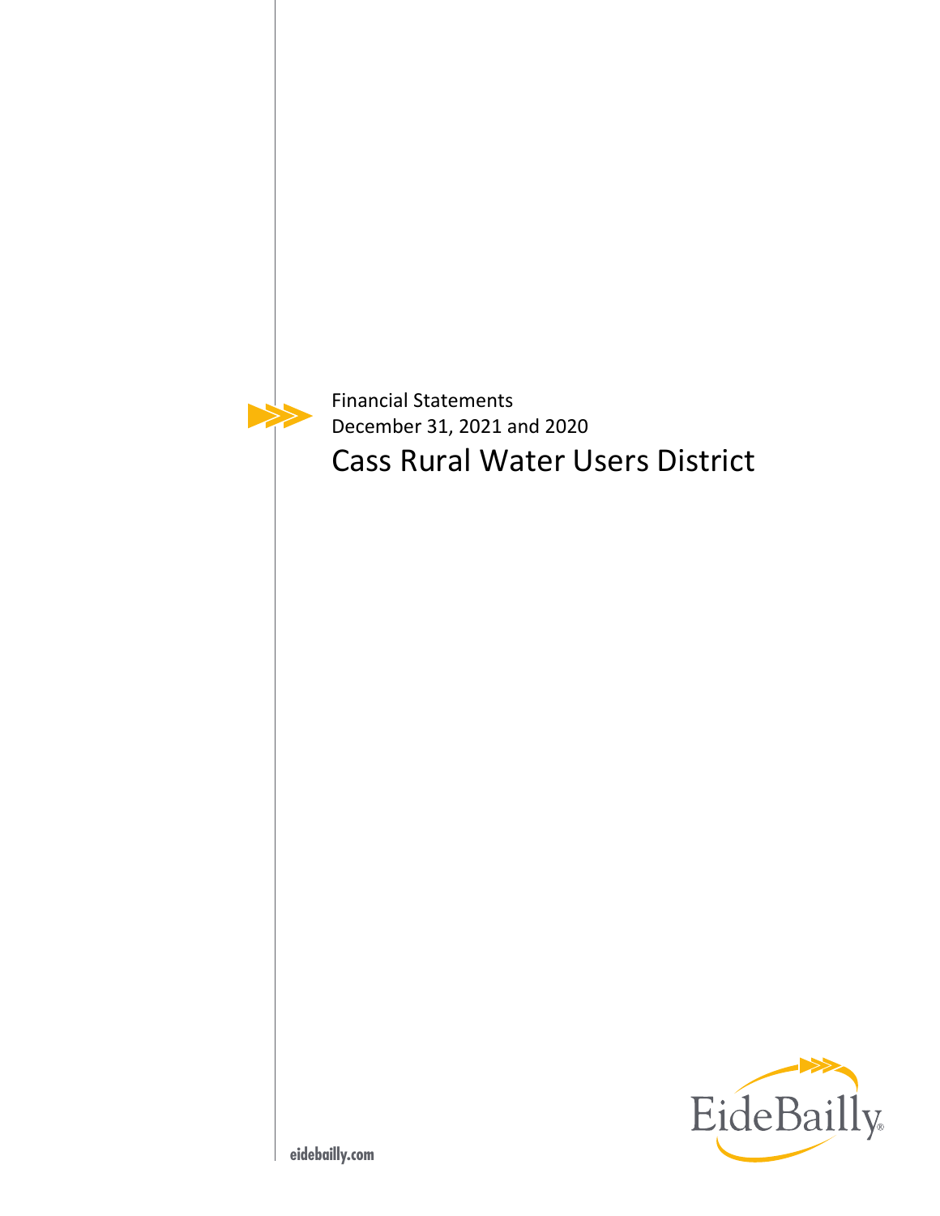Financial Statements

December 31, 2021 and 2020

# Cass Rural Water Users District

EideBailly

eidebailly.com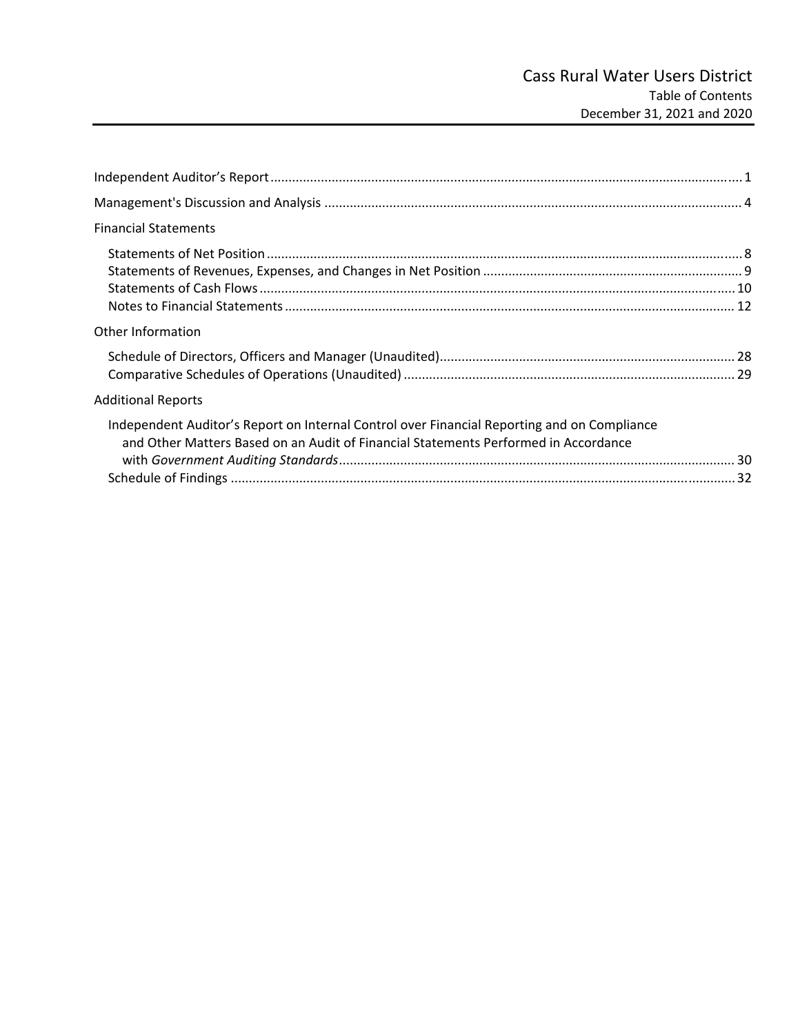# Cass Rural Water Users District

Table of Contents

December 31, 2021 and 2020

| | |
|---|---|
| Independent Auditor's Report | 1 |
| Management's Discussion and Analysis | 4 |
| **Financial Statements** | |
| Statements of Net Position | 8 |
| Statements of Revenues, Expenses, and Changes in Net Position | 9 |
| Statements of Cash Flows | 10 |
| Notes to Financial Statements | 12 |
| **Other Information** | |
| Schedule of Directors, Officers and Manager (Unaudited) | 28 |
| Comparative Schedules of Operations (Unaudited) | 29 |
| **Additional Reports** | |
| Independent Auditor's Report on Internal Control over Financial Reporting and on Compliance and Other Matters Based on an Audit of Financial Statements Performed in Accordance with *Government Auditing Standards* | 30 |
| Schedule of Findings | 32 |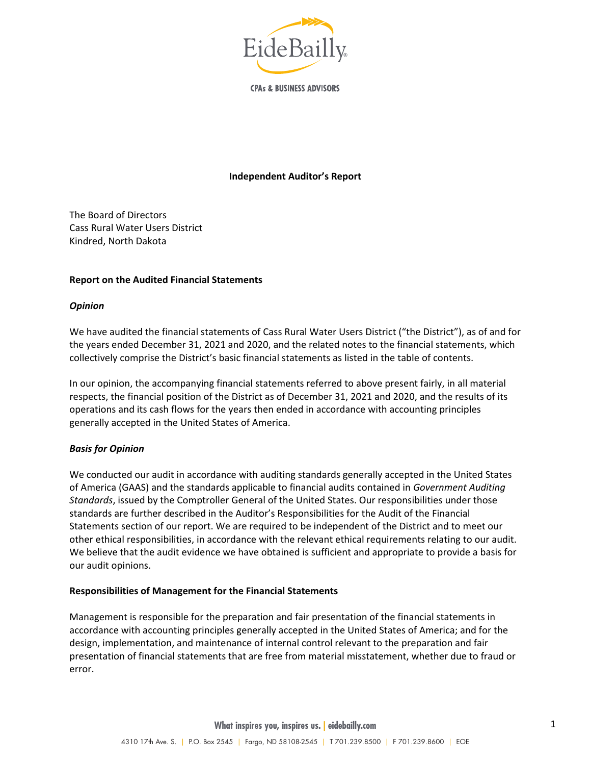**Independent Auditor's Report**

The Board of Directors
Cass Rural Water Users District
Kindred, North Dakota

**Report on the Audited Financial Statements**

***Opinion***

We have audited the financial statements of Cass Rural Water Users District ("the District"), as of and for the years ended December 31, 2021 and 2020, and the related notes to the financial statements, which collectively comprise the District's basic financial statements as listed in the table of contents.

In our opinion, the accompanying financial statements referred to above present fairly, in all material respects, the financial position of the District as of December 31, 2021 and 2020, and the results of its operations and its cash flows for the years then ended in accordance with accounting principles generally accepted in the United States of America.

***Basis for Opinion***

We conducted our audit in accordance with auditing standards generally accepted in the United States of America (GAAS) and the standards applicable to financial audits contained in *Government Auditing Standards*, issued by the Comptroller General of the United States. Our responsibilities under those standards are further described in the Auditor's Responsibilities for the Audit of the Financial Statements section of our report. We are required to be independent of the District and to meet our other ethical responsibilities, in accordance with the relevant ethical requirements relating to our audit. We believe that the audit evidence we have obtained is sufficient and appropriate to provide a basis for our audit opinions.

**Responsibilities of Management for the Financial Statements**

Management is responsible for the preparation and fair presentation of the financial statements in accordance with accounting principles generally accepted in the United States of America; and for the design, implementation, and maintenance of internal control relevant to the preparation and fair presentation of financial statements that are free from material misstatement, whether due to fraud or error.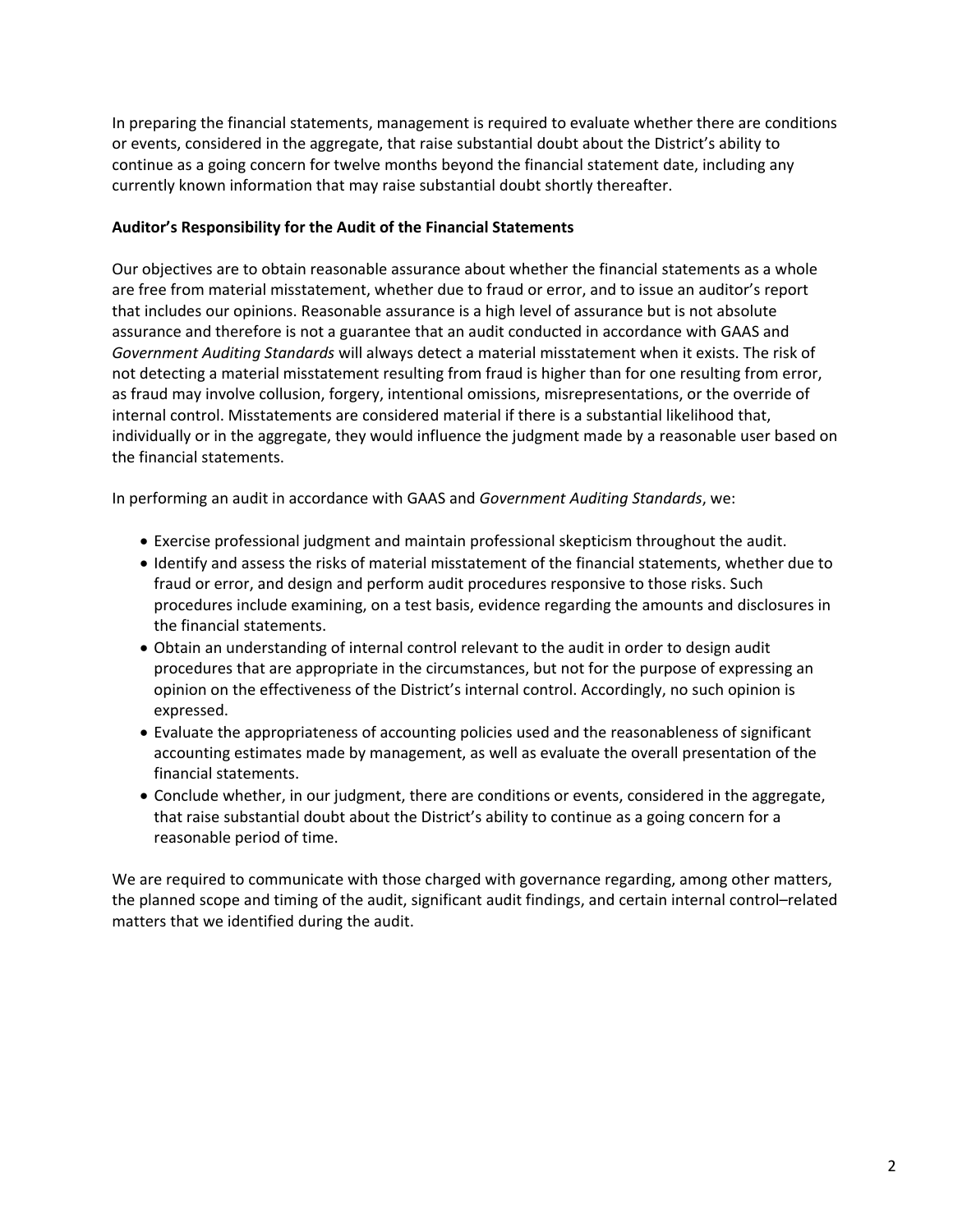In preparing the financial statements, management is required to evaluate whether there are conditions or events, considered in the aggregate, that raise substantial doubt about the District's ability to continue as a going concern for twelve months beyond the financial statement date, including any currently known information that may raise substantial doubt shortly thereafter.

**Auditor's Responsibility for the Audit of the Financial Statements**

Our objectives are to obtain reasonable assurance about whether the financial statements as a whole are free from material misstatement, whether due to fraud or error, and to issue an auditor's report that includes our opinions. Reasonable assurance is a high level of assurance but is not absolute assurance and therefore is not a guarantee that an audit conducted in accordance with GAAS and *Government Auditing Standards* will always detect a material misstatement when it exists. The risk of not detecting a material misstatement resulting from fraud is higher than for one resulting from error, as fraud may involve collusion, forgery, intentional omissions, misrepresentations, or the override of internal control. Misstatements are considered material if there is a substantial likelihood that, individually or in the aggregate, they would influence the judgment made by a reasonable user based on the financial statements.

In performing an audit in accordance with GAAS and *Government Auditing Standards*, we:

- Exercise professional judgment and maintain professional skepticism throughout the audit.
- Identify and assess the risks of material misstatement of the financial statements, whether due to fraud or error, and design and perform audit procedures responsive to those risks. Such procedures include examining, on a test basis, evidence regarding the amounts and disclosures in the financial statements.
- Obtain an understanding of internal control relevant to the audit in order to design audit procedures that are appropriate in the circumstances, but not for the purpose of expressing an opinion on the effectiveness of the District's internal control. Accordingly, no such opinion is expressed.
- Evaluate the appropriateness of accounting policies used and the reasonableness of significant accounting estimates made by management, as well as evaluate the overall presentation of the financial statements.
- Conclude whether, in our judgment, there are conditions or events, considered in the aggregate, that raise substantial doubt about the District's ability to continue as a going concern for a reasonable period of time.

We are required to communicate with those charged with governance regarding, among other matters, the planned scope and timing of the audit, significant audit findings, and certain internal control–related matters that we identified during the audit.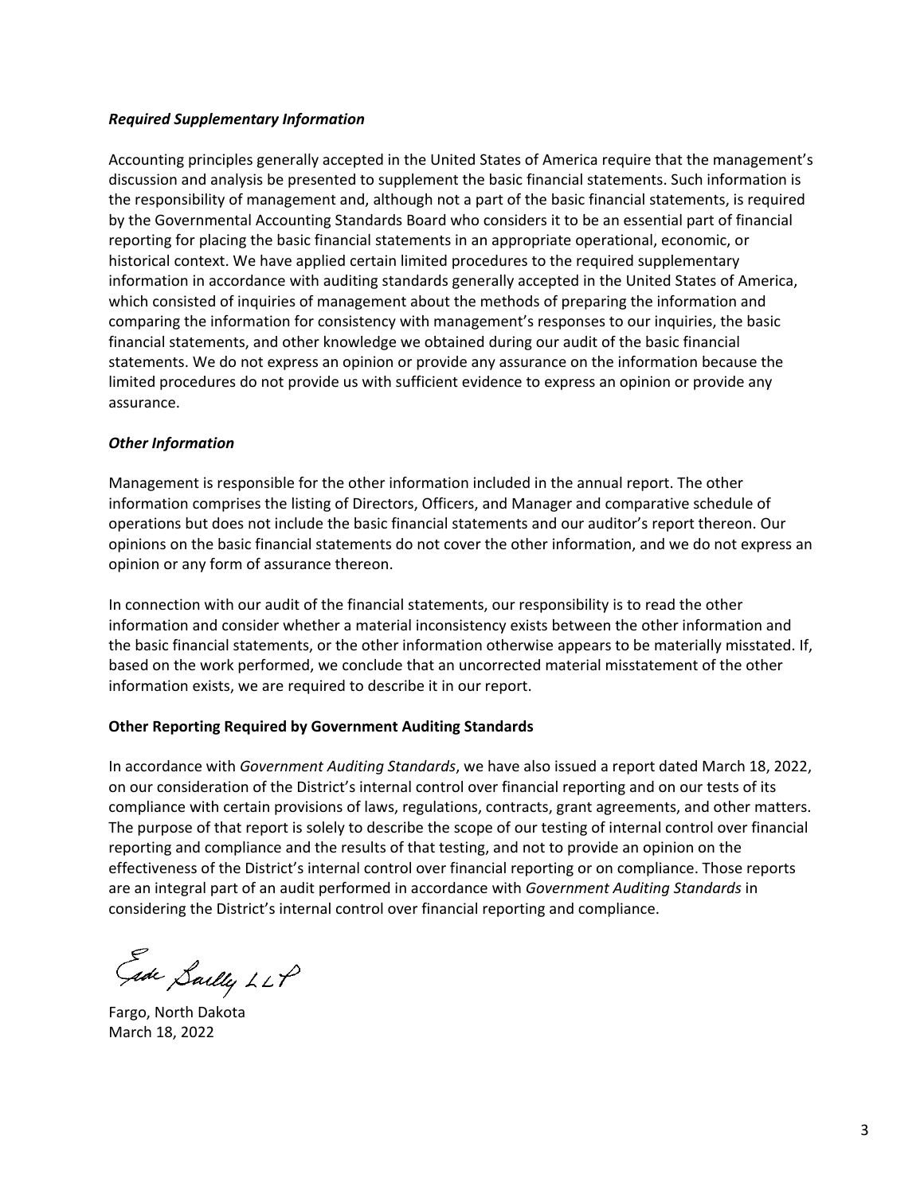### *Required Supplementary Information*

Accounting principles generally accepted in the United States of America require that the management's discussion and analysis be presented to supplement the basic financial statements. Such information is the responsibility of management and, although not a part of the basic financial statements, is required by the Governmental Accounting Standards Board who considers it to be an essential part of financial reporting for placing the basic financial statements in an appropriate operational, economic, or historical context. We have applied certain limited procedures to the required supplementary information in accordance with auditing standards generally accepted in the United States of America, which consisted of inquiries of management about the methods of preparing the information and comparing the information for consistency with management's responses to our inquiries, the basic financial statements, and other knowledge we obtained during our audit of the basic financial statements. We do not express an opinion or provide any assurance on the information because the limited procedures do not provide us with sufficient evidence to express an opinion or provide any assurance.

### *Other Information*

Management is responsible for the other information included in the annual report. The other information comprises the listing of Directors, Officers, and Manager and comparative schedule of operations but does not include the basic financial statements and our auditor's report thereon. Our opinions on the basic financial statements do not cover the other information, and we do not express an opinion or any form of assurance thereon.

In connection with our audit of the financial statements, our responsibility is to read the other information and consider whether a material inconsistency exists between the other information and the basic financial statements, or the other information otherwise appears to be materially misstated. If, based on the work performed, we conclude that an uncorrected material misstatement of the other information exists, we are required to describe it in our report.

### **Other Reporting Required by Government Auditing Standards**

In accordance with *Government Auditing Standards*, we have also issued a report dated March 18, 2022, on our consideration of the District's internal control over financial reporting and on our tests of its compliance with certain provisions of laws, regulations, contracts, grant agreements, and other matters. The purpose of that report is solely to describe the scope of our testing of internal control over financial reporting and compliance and the results of that testing, and not to provide an opinion on the effectiveness of the District's internal control over financial reporting or on compliance. Those reports are an integral part of an audit performed in accordance with *Government Auditing Standards* in considering the District's internal control over financial reporting and compliance.

Eide Bailly LLP

Fargo, North Dakota
March 18, 2022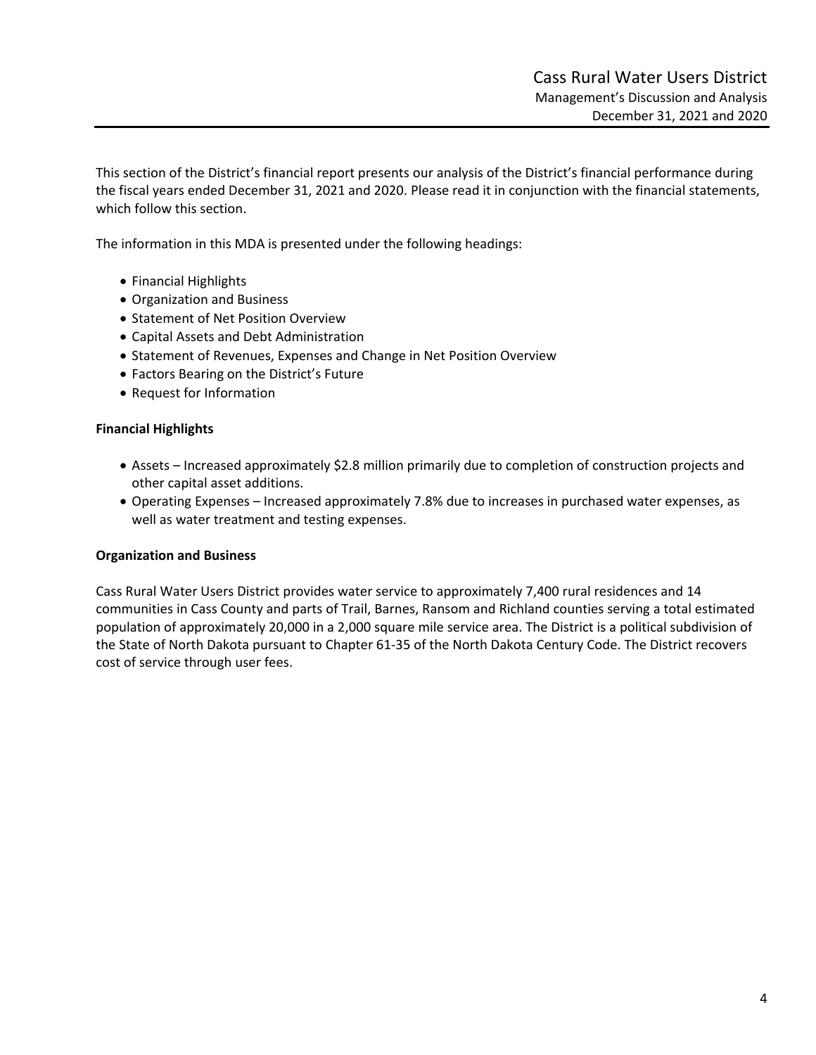This section of the District's financial report presents our analysis of the District's financial performance during the fiscal years ended December 31, 2021 and 2020. Please read it in conjunction with the financial statements, which follow this section.

The information in this MDA is presented under the following headings:

- Financial Highlights
- Organization and Business
- Statement of Net Position Overview
- Capital Assets and Debt Administration
- Statement of Revenues, Expenses and Change in Net Position Overview
- Factors Bearing on the District's Future
- Request for Information

**Financial Highlights**

- Assets – Increased approximately $2.8 million primarily due to completion of construction projects and other capital asset additions.
- Operating Expenses – Increased approximately 7.8% due to increases in purchased water expenses, as well as water treatment and testing expenses.

**Organization and Business**

Cass Rural Water Users District provides water service to approximately 7,400 rural residences and 14 communities in Cass County and parts of Trail, Barnes, Ransom and Richland counties serving a total estimated population of approximately 20,000 in a 2,000 square mile service area. The District is a political subdivision of the State of North Dakota pursuant to Chapter 61-35 of the North Dakota Century Code. The District recovers cost of service through user fees.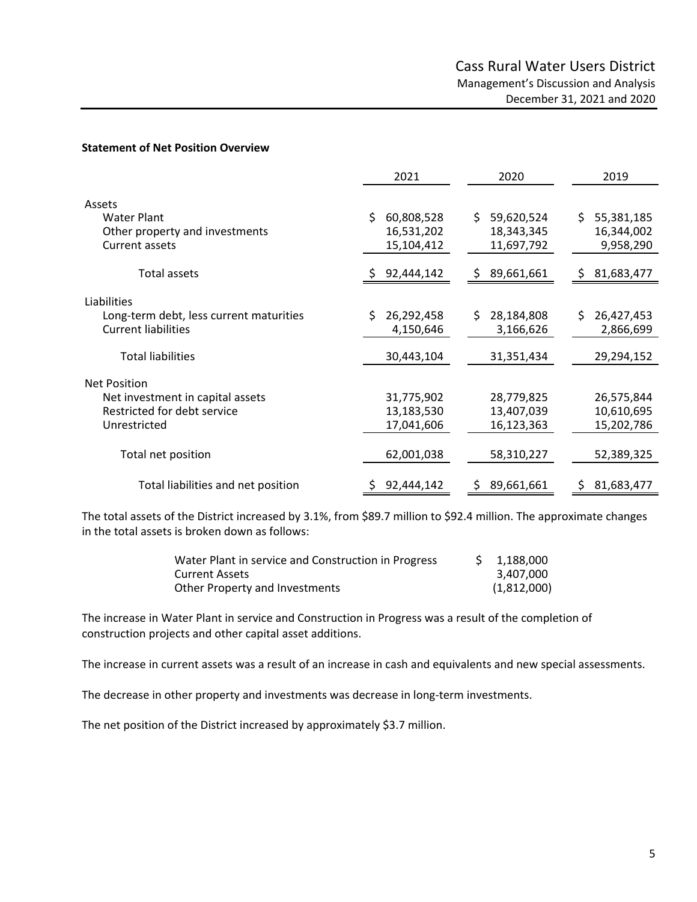**Statement of Net Position Overview**

| | 2021 | 2020 | 2019 |
|---|---|---|---|
| Assets | | | |
| Water Plant | $ 60,808,528 | $ 59,620,524 | $ 55,381,185 |
| Other property and investments | 16,531,202 | 18,343,345 | 16,344,002 |
| Current assets | 15,104,412 | 11,697,792 | 9,958,290 |
| Total assets | $ 92,444,142 | $ 89,661,661 | $ 81,683,477 |
| Liabilities | | | |
| Long-term debt, less current maturities | $ 26,292,458 | $ 28,184,808 | $ 26,427,453 |
| Current liabilities | 4,150,646 | 3,166,626 | 2,866,699 |
| Total liabilities | 30,443,104 | 31,351,434 | 29,294,152 |
| Net Position | | | |
| Net investment in capital assets | 31,775,902 | 28,779,825 | 26,575,844 |
| Restricted for debt service | 13,183,530 | 13,407,039 | 10,610,695 |
| Unrestricted | 17,041,606 | 16,123,363 | 15,202,786 |
| Total net position | 62,001,038 | 58,310,227 | 52,389,325 |
| Total liabilities and net position | $ 92,444,142 | $ 89,661,661 | $ 81,683,477 |

The total assets of the District increased by 3.1%, from $89.7 million to $92.4 million. The approximate changes in the total assets is broken down as follows:

| | |
|---|---|
| Water Plant in service and Construction in Progress | $ 1,188,000 |
| Current Assets | 3,407,000 |
| Other Property and Investments | (1,812,000) |

The increase in Water Plant in service and Construction in Progress was a result of the completion of construction projects and other capital asset additions.

The increase in current assets was a result of an increase in cash and equivalents and new special assessments.

The decrease in other property and investments was decrease in long-term investments.

The net position of the District increased by approximately $3.7 million.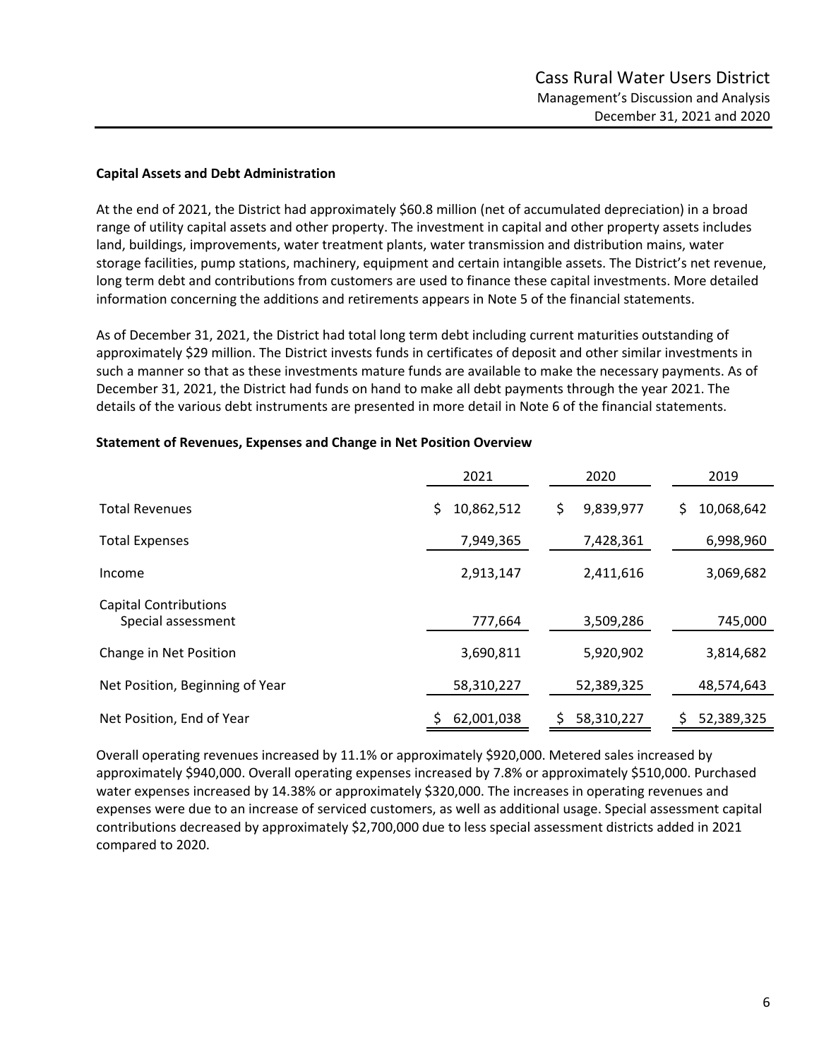**Capital Assets and Debt Administration**

At the end of 2021, the District had approximately $60.8 million (net of accumulated depreciation) in a broad range of utility capital assets and other property. The investment in capital and other property assets includes land, buildings, improvements, water treatment plants, water transmission and distribution mains, water storage facilities, pump stations, machinery, equipment and certain intangible assets. The District's net revenue, long term debt and contributions from customers are used to finance these capital investments. More detailed information concerning the additions and retirements appears in Note 5 of the financial statements.

As of December 31, 2021, the District had total long term debt including current maturities outstanding of approximately $29 million. The District invests funds in certificates of deposit and other similar investments in such a manner so that as these investments mature funds are available to make the necessary payments. As of December 31, 2021, the District had funds on hand to make all debt payments through the year 2021. The details of the various debt instruments are presented in more detail in Note 6 of the financial statements.

**Statement of Revenues, Expenses and Change in Net Position Overview**

| | 2021 | 2020 | 2019 |
|---|---|---|---|
| Total Revenues | $ 10,862,512 | $ 9,839,977 | $ 10,068,642 |
| Total Expenses | 7,949,365 | 7,428,361 | 6,998,960 |
| Income | 2,913,147 | 2,411,616 | 3,069,682 |
| Capital Contributions | | | |
| Special assessment | 777,664 | 3,509,286 | 745,000 |
| Change in Net Position | 3,690,811 | 5,920,902 | 3,814,682 |
| Net Position, Beginning of Year | 58,310,227 | 52,389,325 | 48,574,643 |
| Net Position, End of Year | $ 62,001,038 | $ 58,310,227 | $ 52,389,325 |

Overall operating revenues increased by 11.1% or approximately $920,000. Metered sales increased by approximately $940,000. Overall operating expenses increased by 7.8% or approximately $510,000. Purchased water expenses increased by 14.38% or approximately $320,000. The increases in operating revenues and expenses were due to an increase of serviced customers, as well as additional usage. Special assessment capital contributions decreased by approximately $2,700,000 due to less special assessment districts added in 2021 compared to 2020.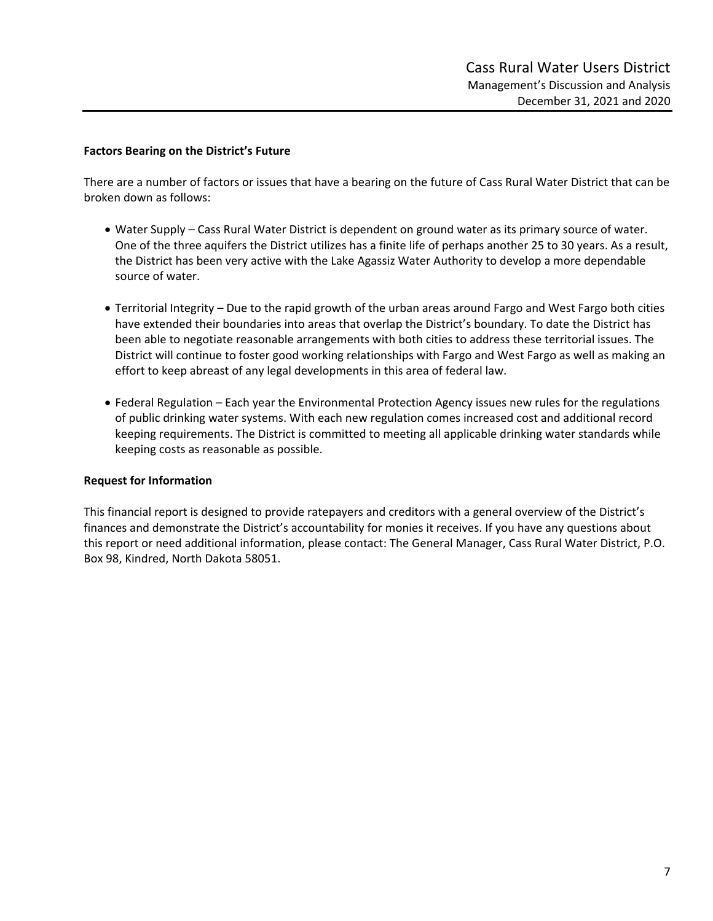**Factors Bearing on the District's Future**

There are a number of factors or issues that have a bearing on the future of Cass Rural Water District that can be broken down as follows:

- Water Supply – Cass Rural Water District is dependent on ground water as its primary source of water. One of the three aquifers the District utilizes has a finite life of perhaps another 25 to 30 years. As a result, the District has been very active with the Lake Agassiz Water Authority to develop a more dependable source of water.

- Territorial Integrity – Due to the rapid growth of the urban areas around Fargo and West Fargo both cities have extended their boundaries into areas that overlap the District's boundary. To date the District has been able to negotiate reasonable arrangements with both cities to address these territorial issues. The District will continue to foster good working relationships with Fargo and West Fargo as well as making an effort to keep abreast of any legal developments in this area of federal law.

- Federal Regulation – Each year the Environmental Protection Agency issues new rules for the regulations of public drinking water systems. With each new regulation comes increased cost and additional record keeping requirements. The District is committed to meeting all applicable drinking water standards while keeping costs as reasonable as possible.

**Request for Information**

This financial report is designed to provide ratepayers and creditors with a general overview of the District's finances and demonstrate the District's accountability for monies it receives. If you have any questions about this report or need additional information, please contact: The General Manager, Cass Rural Water District, P.O. Box 98, Kindred, North Dakota 58051.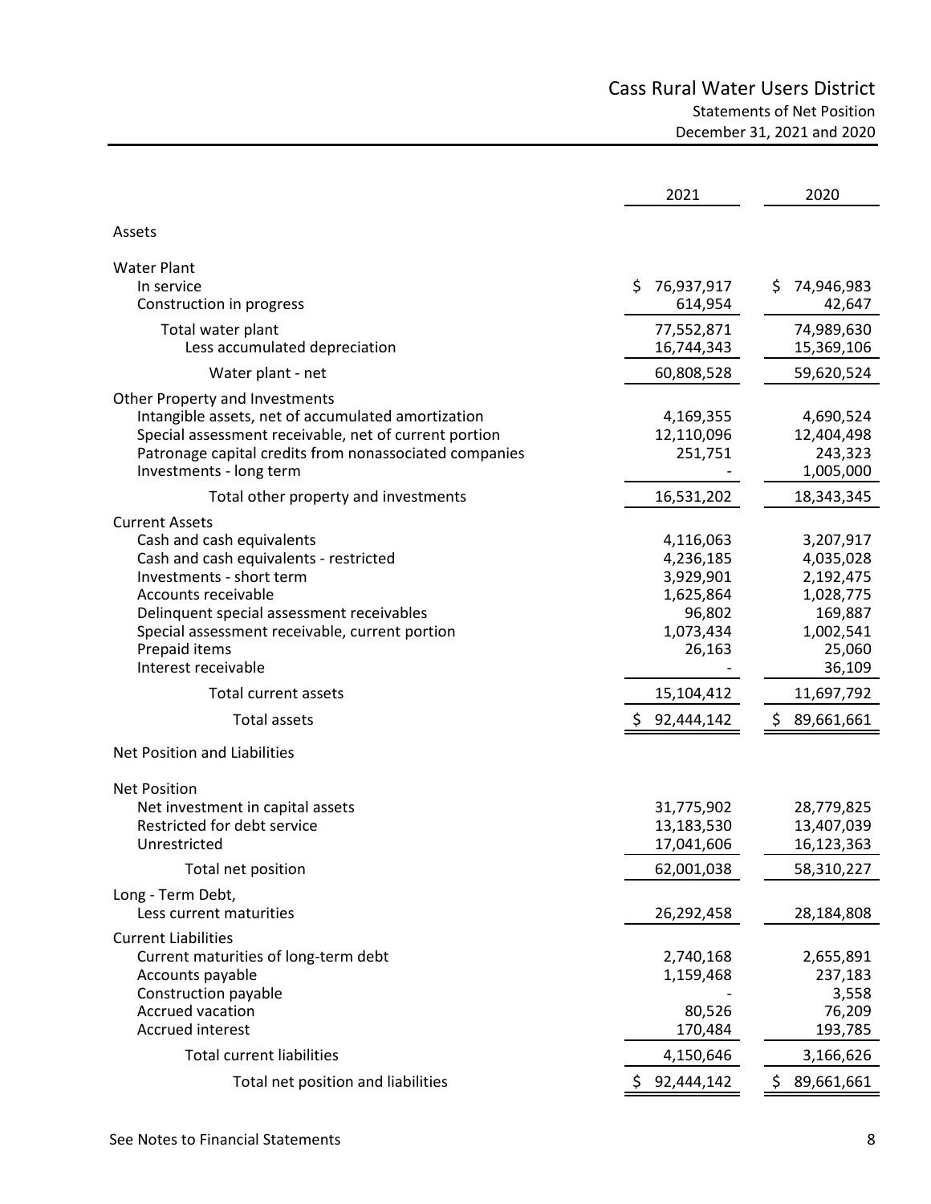# Cass Rural Water Users District

## Statements of Net Position

### December 31, 2021 and 2020

| | 2021 | 2020 |
|---|---|---|
| **Assets** | | |
| **Water Plant** | | |
| In service | $ 76,937,917 | $ 74,946,983 |
| Construction in progress | 614,954 | 42,647 |
| Total water plant | 77,552,871 | 74,989,630 |
| Less accumulated depreciation | 16,744,343 | 15,369,106 |
| Water plant - net | 60,808,528 | 59,620,524 |
| **Other Property and Investments** | | |
| Intangible assets, net of accumulated amortization | 4,169,355 | 4,690,524 |
| Special assessment receivable, net of current portion | 12,110,096 | 12,404,498 |
| Patronage capital credits from nonassociated companies | 251,751 | 243,323 |
| Investments - long term | - | 1,005,000 |
| Total other property and investments | 16,531,202 | 18,343,345 |
| **Current Assets** | | |
| Cash and cash equivalents | 4,116,063 | 3,207,917 |
| Cash and cash equivalents - restricted | 4,236,185 | 4,035,028 |
| Investments - short term | 3,929,901 | 2,192,475 |
| Accounts receivable | 1,625,864 | 1,028,775 |
| Delinquent special assessment receivables | 96,802 | 169,887 |
| Special assessment receivable, current portion | 1,073,434 | 1,002,541 |
| Prepaid items | 26,163 | 25,060 |
| Interest receivable | - | 36,109 |
| Total current assets | 15,104,412 | 11,697,792 |
| Total assets | $ 92,444,142 | $ 89,661,661 |
| **Net Position and Liabilities** | | |
| **Net Position** | | |
| Net investment in capital assets | 31,775,902 | 28,779,825 |
| Restricted for debt service | 13,183,530 | 13,407,039 |
| Unrestricted | 17,041,606 | 16,123,363 |
| Total net position | 62,001,038 | 58,310,227 |
| **Long - Term Debt,** Less current maturities | 26,292,458 | 28,184,808 |
| **Current Liabilities** | | |
| Current maturities of long-term debt | 2,740,168 | 2,655,891 |
| Accounts payable | 1,159,468 | 237,183 |
| Construction payable | - | 3,558 |
| Accrued vacation | 80,526 | 76,209 |
| Accrued interest | 170,484 | 193,785 |
| Total current liabilities | 4,150,646 | 3,166,626 |
| Total net position and liabilities | $ 92,444,142 | $ 89,661,661 |

See Notes to Financial Statements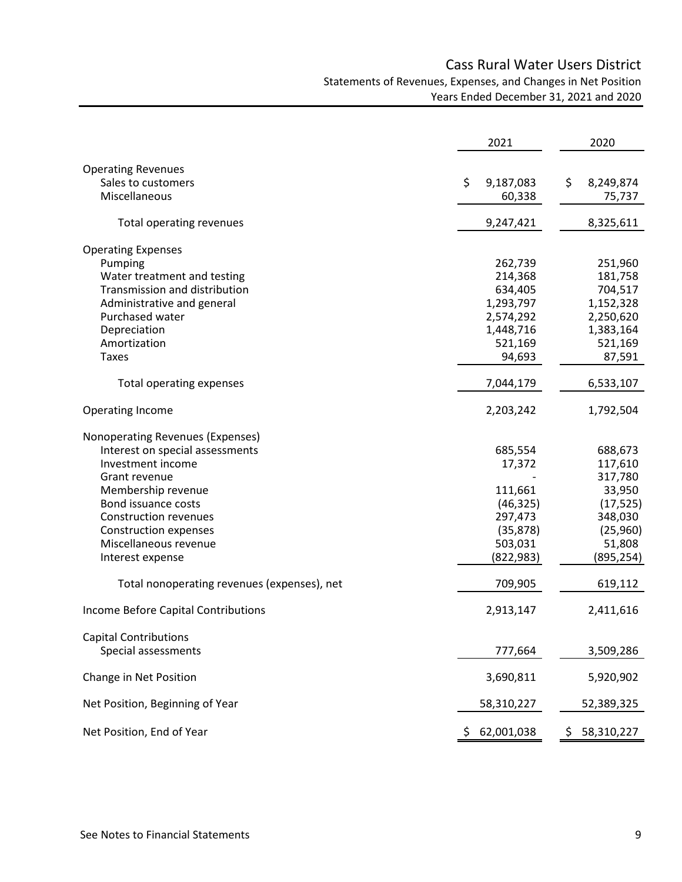# Cass Rural Water Users District

## Statements of Revenues, Expenses, and Changes in Net Position

### Years Ended December 31, 2021 and 2020

| | 2021 | 2020 |
|---|---|---|
| **Operating Revenues** | | |
| Sales to customers | $ 9,187,083 | $ 8,249,874 |
| Miscellaneous | 60,338 | 75,737 |
| Total operating revenues | 9,247,421 | 8,325,611 |
| **Operating Expenses** | | |
| Pumping | 262,739 | 251,960 |
| Water treatment and testing | 214,368 | 181,758 |
| Transmission and distribution | 634,405 | 704,517 |
| Administrative and general | 1,293,797 | 1,152,328 |
| Purchased water | 2,574,292 | 2,250,620 |
| Depreciation | 1,448,716 | 1,383,164 |
| Amortization | 521,169 | 521,169 |
| Taxes | 94,693 | 87,591 |
| Total operating expenses | 7,044,179 | 6,533,107 |
| Operating Income | 2,203,242 | 1,792,504 |
| **Nonoperating Revenues (Expenses)** | | |
| Interest on special assessments | 685,554 | 688,673 |
| Investment income | 17,372 | 117,610 |
| Grant revenue | - | 317,780 |
| Membership revenue | 111,661 | 33,950 |
| Bond issuance costs | (46,325) | (17,525) |
| Construction revenues | 297,473 | 348,030 |
| Construction expenses | (35,878) | (25,960) |
| Miscellaneous revenue | 503,031 | 51,808 |
| Interest expense | (822,983) | (895,254) |
| Total nonoperating revenues (expenses), net | 709,905 | 619,112 |
| Income Before Capital Contributions | 2,913,147 | 2,411,616 |
| **Capital Contributions** | | |
| Special assessments | 777,664 | 3,509,286 |
| Change in Net Position | 3,690,811 | 5,920,902 |
| Net Position, Beginning of Year | 58,310,227 | 52,389,325 |
| Net Position, End of Year | $ 62,001,038 | $ 58,310,227 |

See Notes to Financial Statements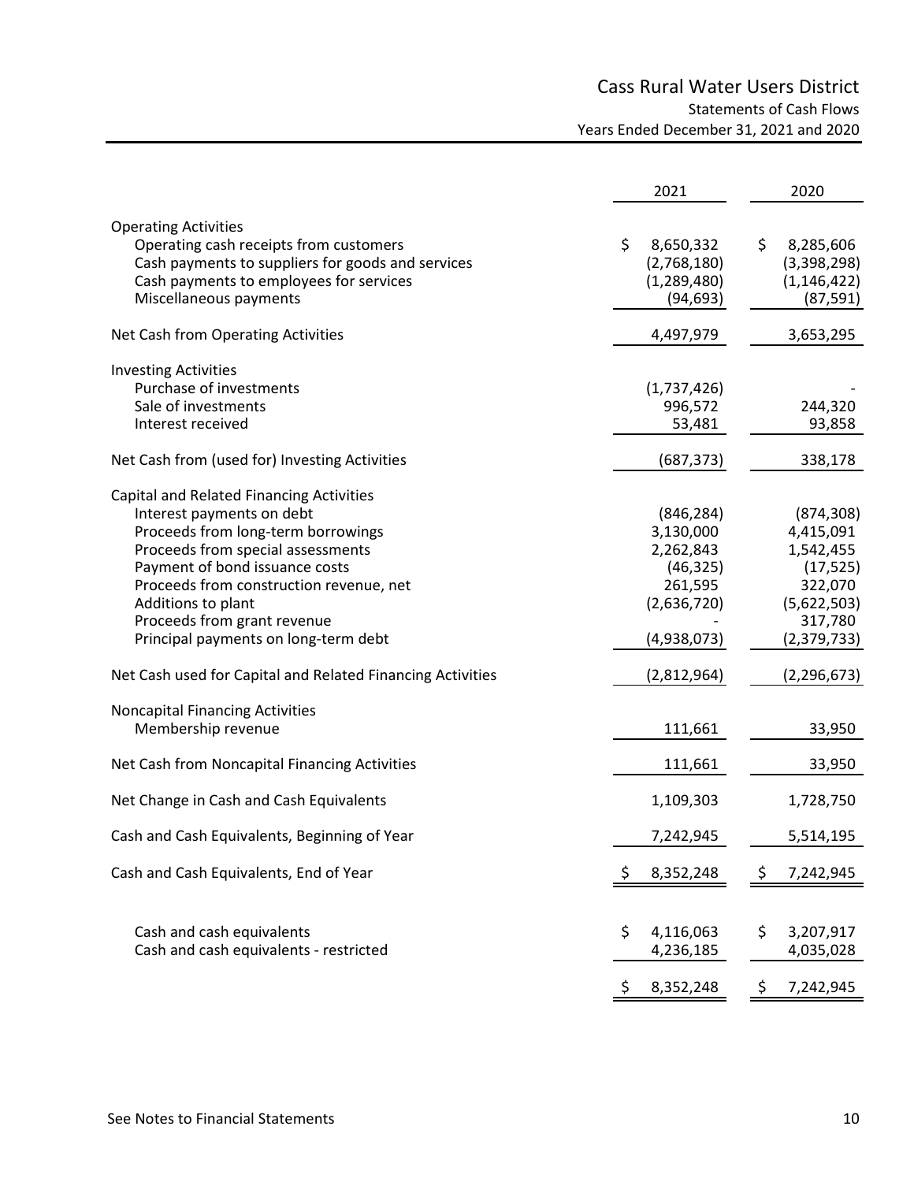# Cass Rural Water Users District

## Statements of Cash Flows

### Years Ended December 31, 2021 and 2020

| | 2021 | 2020 |
|---|---|---|
| **Operating Activities** | | |
| Operating cash receipts from customers | $ 8,650,332 | $ 8,285,606 |
| Cash payments to suppliers for goods and services | (2,768,180) | (3,398,298) |
| Cash payments to employees for services | (1,289,480) | (1,146,422) |
| Miscellaneous payments | (94,693) | (87,591) |
| Net Cash from Operating Activities | 4,497,979 | 3,653,295 |
| **Investing Activities** | | |
| Purchase of investments | (1,737,426) | - |
| Sale of investments | 996,572 | 244,320 |
| Interest received | 53,481 | 93,858 |
| Net Cash from (used for) Investing Activities | (687,373) | 338,178 |
| **Capital and Related Financing Activities** | | |
| Interest payments on debt | (846,284) | (874,308) |
| Proceeds from long-term borrowings | 3,130,000 | 4,415,091 |
| Proceeds from special assessments | 2,262,843 | 1,542,455 |
| Payment of bond issuance costs | (46,325) | (17,525) |
| Proceeds from construction revenue, net | 261,595 | 322,070 |
| Additions to plant | (2,636,720) | (5,622,503) |
| Proceeds from grant revenue | - | 317,780 |
| Principal payments on long-term debt | (4,938,073) | (2,379,733) |
| Net Cash used for Capital and Related Financing Activities | (2,812,964) | (2,296,673) |
| **Noncapital Financing Activities** | | |
| Membership revenue | 111,661 | 33,950 |
| Net Cash from Noncapital Financing Activities | 111,661 | 33,950 |
| Net Change in Cash and Cash Equivalents | 1,109,303 | 1,728,750 |
| Cash and Cash Equivalents, Beginning of Year | 7,242,945 | 5,514,195 |
| Cash and Cash Equivalents, End of Year | $ 8,352,248 | $ 7,242,945 |
| | | |
| Cash and cash equivalents | $ 4,116,063 | $ 3,207,917 |
| Cash and cash equivalents - restricted | 4,236,185 | 4,035,028 |
| | $ 8,352,248 | $ 7,242,945 |

See Notes to Financial Statements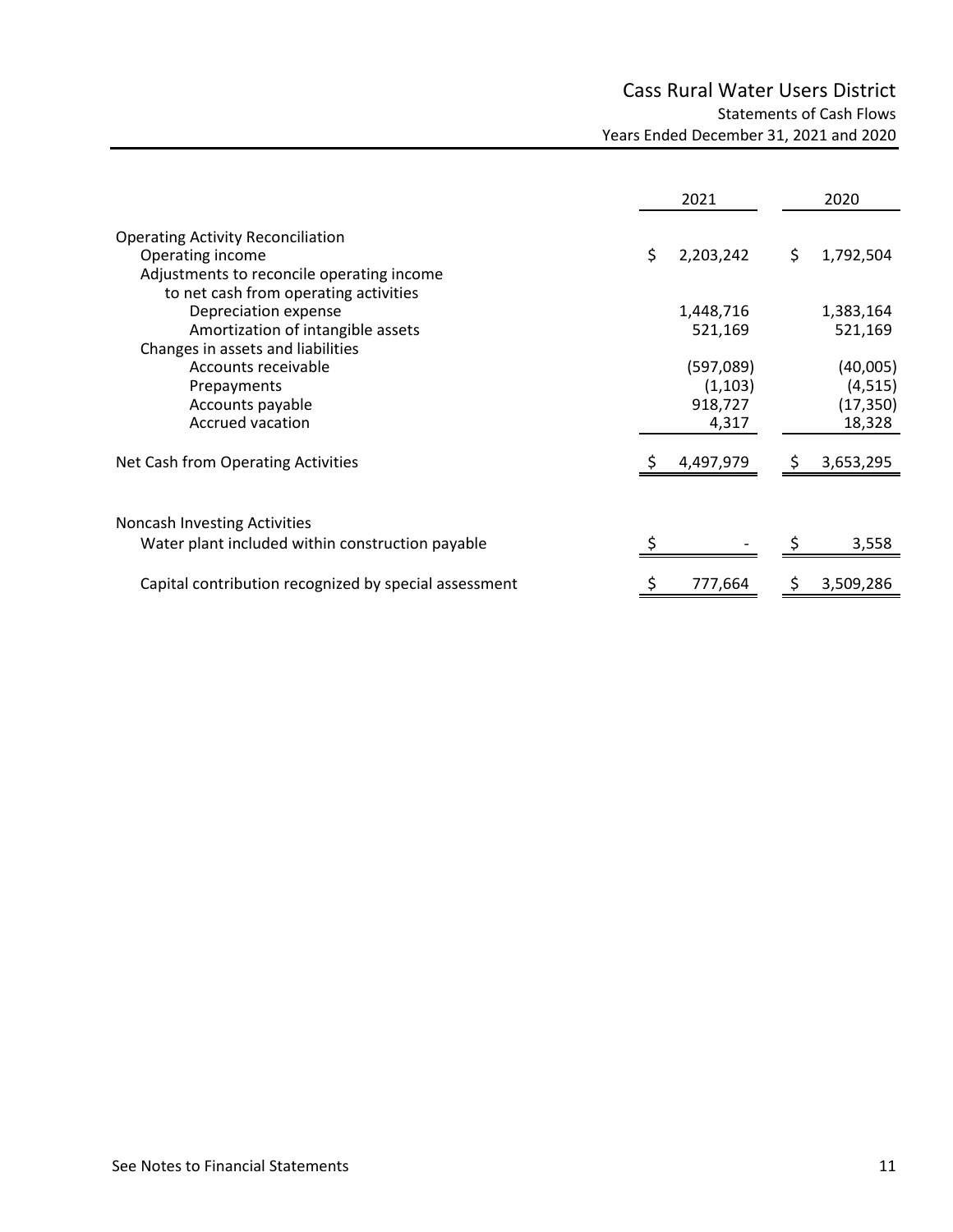# Cass Rural Water Users District

## Statements of Cash Flows

### Years Ended December 31, 2021 and 2020

| | 2021 | 2020 |
|---|---|---|
| **Operating Activity Reconciliation** | | |
| Operating income | $ 2,203,242 | $ 1,792,504 |
| Adjustments to reconcile operating income to net cash from operating activities | | |
| Depreciation expense | 1,448,716 | 1,383,164 |
| Amortization of intangible assets | 521,169 | 521,169 |
| Changes in assets and liabilities | | |
| Accounts receivable | (597,089) | (40,005) |
| Prepayments | (1,103) | (4,515) |
| Accounts payable | 918,727 | (17,350) |
| Accrued vacation | 4,317 | 18,328 |
| **Net Cash from Operating Activities** | $ 4,497,979 | $ 3,653,295 |
| | | |
| **Noncash Investing Activities** | | |
| Water plant included within construction payable | $ - | $ 3,558 |
| Capital contribution recognized by special assessment | $ 777,664 | $ 3,509,286 |

See Notes to Financial Statements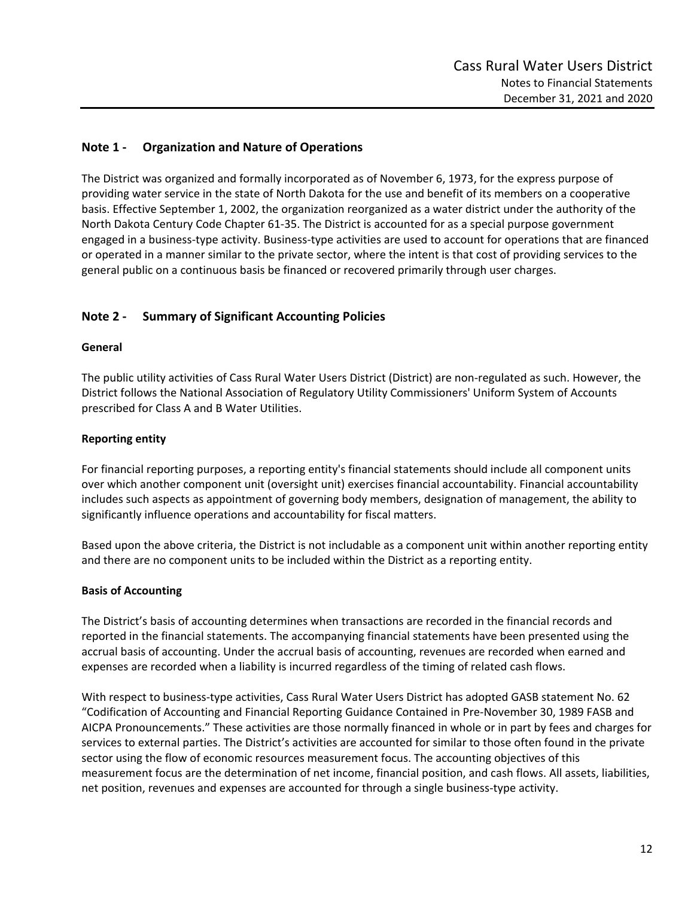## Note 1 - Organization and Nature of Operations

The District was organized and formally incorporated as of November 6, 1973, for the express purpose of providing water service in the state of North Dakota for the use and benefit of its members on a cooperative basis. Effective September 1, 2002, the organization reorganized as a water district under the authority of the North Dakota Century Code Chapter 61-35. The District is accounted for as a special purpose government engaged in a business-type activity. Business-type activities are used to account for operations that are financed or operated in a manner similar to the private sector, where the intent is that cost of providing services to the general public on a continuous basis be financed or recovered primarily through user charges.

## Note 2 - Summary of Significant Accounting Policies

### General

The public utility activities of Cass Rural Water Users District (District) are non-regulated as such. However, the District follows the National Association of Regulatory Utility Commissioners' Uniform System of Accounts prescribed for Class A and B Water Utilities.

### Reporting entity

For financial reporting purposes, a reporting entity's financial statements should include all component units over which another component unit (oversight unit) exercises financial accountability. Financial accountability includes such aspects as appointment of governing body members, designation of management, the ability to significantly influence operations and accountability for fiscal matters.

Based upon the above criteria, the District is not includable as a component unit within another reporting entity and there are no component units to be included within the District as a reporting entity.

### Basis of Accounting

The District's basis of accounting determines when transactions are recorded in the financial records and reported in the financial statements. The accompanying financial statements have been presented using the accrual basis of accounting. Under the accrual basis of accounting, revenues are recorded when earned and expenses are recorded when a liability is incurred regardless of the timing of related cash flows.

With respect to business-type activities, Cass Rural Water Users District has adopted GASB statement No. 62 "Codification of Accounting and Financial Reporting Guidance Contained in Pre-November 30, 1989 FASB and AICPA Pronouncements." These activities are those normally financed in whole or in part by fees and charges for services to external parties. The District's activities are accounted for similar to those often found in the private sector using the flow of economic resources measurement focus. The accounting objectives of this measurement focus are the determination of net income, financial position, and cash flows. All assets, liabilities, net position, revenues and expenses are accounted for through a single business-type activity.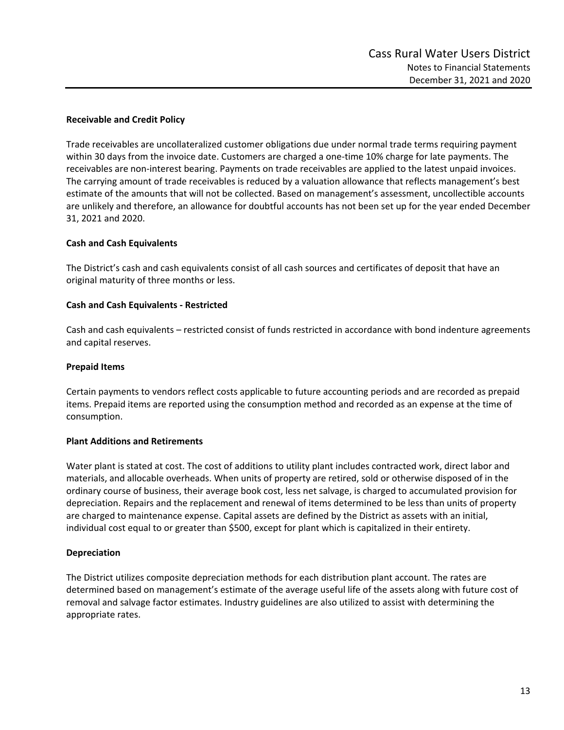**Receivable and Credit Policy**

Trade receivables are uncollateralized customer obligations due under normal trade terms requiring payment within 30 days from the invoice date. Customers are charged a one-time 10% charge for late payments. The receivables are non-interest bearing. Payments on trade receivables are applied to the latest unpaid invoices. The carrying amount of trade receivables is reduced by a valuation allowance that reflects management's best estimate of the amounts that will not be collected. Based on management's assessment, uncollectible accounts are unlikely and therefore, an allowance for doubtful accounts has not been set up for the year ended December 31, 2021 and 2020.

**Cash and Cash Equivalents**

The District's cash and cash equivalents consist of all cash sources and certificates of deposit that have an original maturity of three months or less.

**Cash and Cash Equivalents - Restricted**

Cash and cash equivalents – restricted consist of funds restricted in accordance with bond indenture agreements and capital reserves.

**Prepaid Items**

Certain payments to vendors reflect costs applicable to future accounting periods and are recorded as prepaid items. Prepaid items are reported using the consumption method and recorded as an expense at the time of consumption.

**Plant Additions and Retirements**

Water plant is stated at cost. The cost of additions to utility plant includes contracted work, direct labor and materials, and allocable overheads. When units of property are retired, sold or otherwise disposed of in the ordinary course of business, their average book cost, less net salvage, is charged to accumulated provision for depreciation. Repairs and the replacement and renewal of items determined to be less than units of property are charged to maintenance expense. Capital assets are defined by the District as assets with an initial, individual cost equal to or greater than $500, except for plant which is capitalized in their entirety.

**Depreciation**

The District utilizes composite depreciation methods for each distribution plant account. The rates are determined based on management's estimate of the average useful life of the assets along with future cost of removal and salvage factor estimates. Industry guidelines are also utilized to assist with determining the appropriate rates.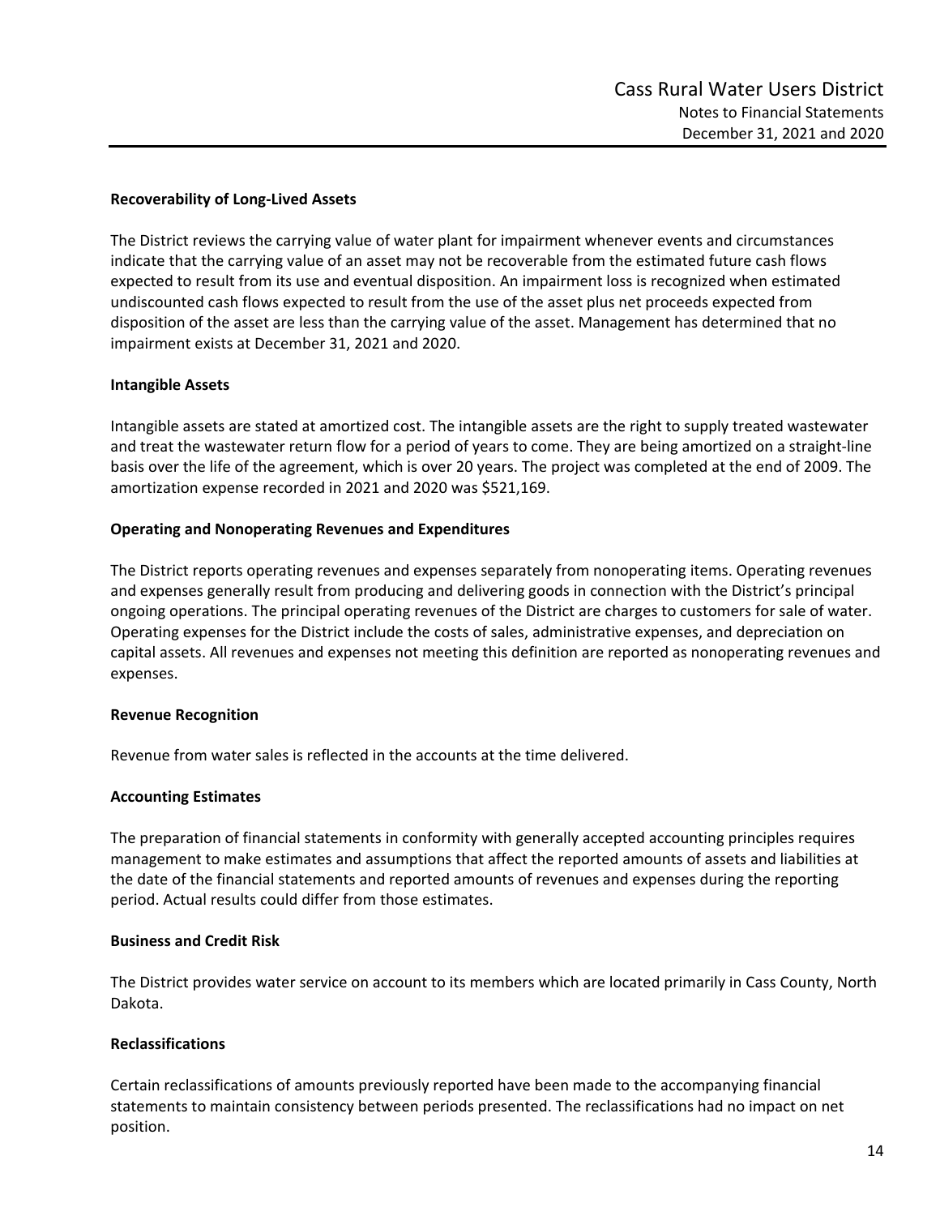**Recoverability of Long-Lived Assets**

The District reviews the carrying value of water plant for impairment whenever events and circumstances indicate that the carrying value of an asset may not be recoverable from the estimated future cash flows expected to result from its use and eventual disposition. An impairment loss is recognized when estimated undiscounted cash flows expected to result from the use of the asset plus net proceeds expected from disposition of the asset are less than the carrying value of the asset. Management has determined that no impairment exists at December 31, 2021 and 2020.

**Intangible Assets**

Intangible assets are stated at amortized cost. The intangible assets are the right to supply treated wastewater and treat the wastewater return flow for a period of years to come. They are being amortized on a straight-line basis over the life of the agreement, which is over 20 years. The project was completed at the end of 2009. The amortization expense recorded in 2021 and 2020 was $521,169.

**Operating and Nonoperating Revenues and Expenditures**

The District reports operating revenues and expenses separately from nonoperating items. Operating revenues and expenses generally result from producing and delivering goods in connection with the District's principal ongoing operations. The principal operating revenues of the District are charges to customers for sale of water. Operating expenses for the District include the costs of sales, administrative expenses, and depreciation on capital assets. All revenues and expenses not meeting this definition are reported as nonoperating revenues and expenses.

**Revenue Recognition**

Revenue from water sales is reflected in the accounts at the time delivered.

**Accounting Estimates**

The preparation of financial statements in conformity with generally accepted accounting principles requires management to make estimates and assumptions that affect the reported amounts of assets and liabilities at the date of the financial statements and reported amounts of revenues and expenses during the reporting period. Actual results could differ from those estimates.

**Business and Credit Risk**

The District provides water service on account to its members which are located primarily in Cass County, North Dakota.

**Reclassifications**

Certain reclassifications of amounts previously reported have been made to the accompanying financial statements to maintain consistency between periods presented. The reclassifications had no impact on net position.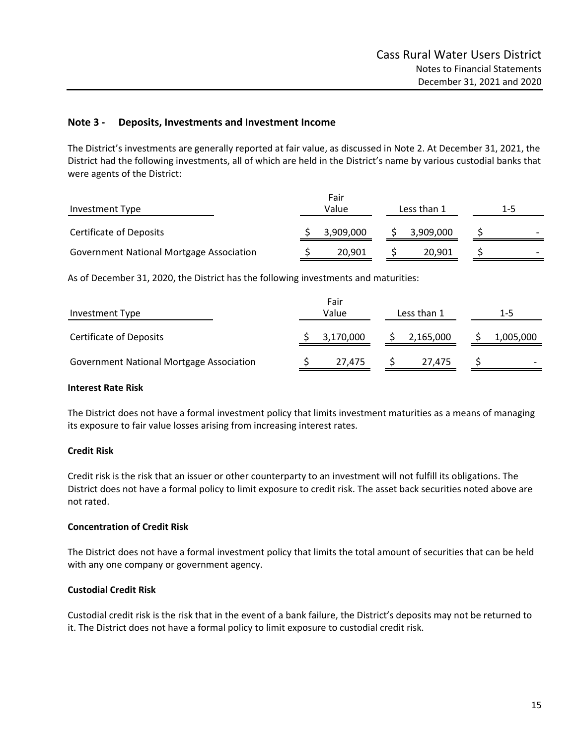## Note 3 - Deposits, Investments and Investment Income

The District's investments are generally reported at fair value, as discussed in Note 2. At December 31, 2021, the District had the following investments, all of which are held in the District's name by various custodial banks that were agents of the District:

| Investment Type | Fair Value | Less than 1 | 1-5 |
|---|---|---|---|
| Certificate of Deposits | $ 3,909,000 | $ 3,909,000 | $ - |
| Government National Mortgage Association | $ 20,901 | $ 20,901 | $ - |

As of December 31, 2020, the District has the following investments and maturities:

| Investment Type | Fair Value | Less than 1 | 1-5 |
|---|---|---|---|
| Certificate of Deposits | $ 3,170,000 | $ 2,165,000 | $ 1,005,000 |
| Government National Mortgage Association | $ 27,475 | $ 27,475 | $ - |

**Interest Rate Risk**

The District does not have a formal investment policy that limits investment maturities as a means of managing its exposure to fair value losses arising from increasing interest rates.

**Credit Risk**

Credit risk is the risk that an issuer or other counterparty to an investment will not fulfill its obligations. The District does not have a formal policy to limit exposure to credit risk. The asset back securities noted above are not rated.

**Concentration of Credit Risk**

The District does not have a formal investment policy that limits the total amount of securities that can be held with any one company or government agency.

**Custodial Credit Risk**

Custodial credit risk is the risk that in the event of a bank failure, the District's deposits may not be returned to it. The District does not have a formal policy to limit exposure to custodial credit risk.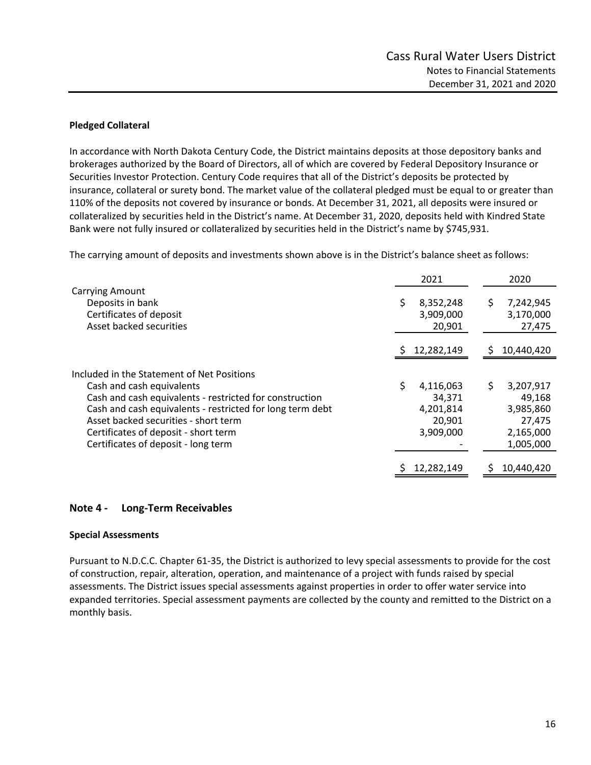**Pledged Collateral**

In accordance with North Dakota Century Code, the District maintains deposits at those depository banks and brokerages authorized by the Board of Directors, all of which are covered by Federal Depository Insurance or Securities Investor Protection. Century Code requires that all of the District's deposits be protected by insurance, collateral or surety bond. The market value of the collateral pledged must be equal to or greater than 110% of the deposits not covered by insurance or bonds. At December 31, 2021, all deposits were insured or collateralized by securities held in the District's name. At December 31, 2020, deposits held with Kindred State Bank were not fully insured or collateralized by securities held in the District's name by $745,931.

The carrying amount of deposits and investments shown above is in the District's balance sheet as follows:

| | 2021 | 2020 |
|---|---|---|
| Carrying Amount | | |
| Deposits in bank | $ 8,352,248 | $ 7,242,945 |
| Certificates of deposit | 3,909,000 | 3,170,000 |
| Asset backed securities | 20,901 | 27,475 |
| | $ 12,282,149 | $ 10,440,420 |
| Included in the Statement of Net Positions | | |
| Cash and cash equivalents | $ 4,116,063 | $ 3,207,917 |
| Cash and cash equivalents - restricted for construction | 34,371 | 49,168 |
| Cash and cash equivalents - restricted for long term debt | 4,201,814 | 3,985,860 |
| Asset backed securities - short term | 20,901 | 27,475 |
| Certificates of deposit - short term | 3,909,000 | 2,165,000 |
| Certificates of deposit - long term | - | 1,005,000 |
| | $ 12,282,149 | $ 10,440,420 |

## Note 4 - Long-Term Receivables

**Special Assessments**

Pursuant to N.D.C.C. Chapter 61-35, the District is authorized to levy special assessments to provide for the cost of construction, repair, alteration, operation, and maintenance of a project with funds raised by special assessments. The District issues special assessments against properties in order to offer water service into expanded territories. Special assessment payments are collected by the county and remitted to the District on a monthly basis.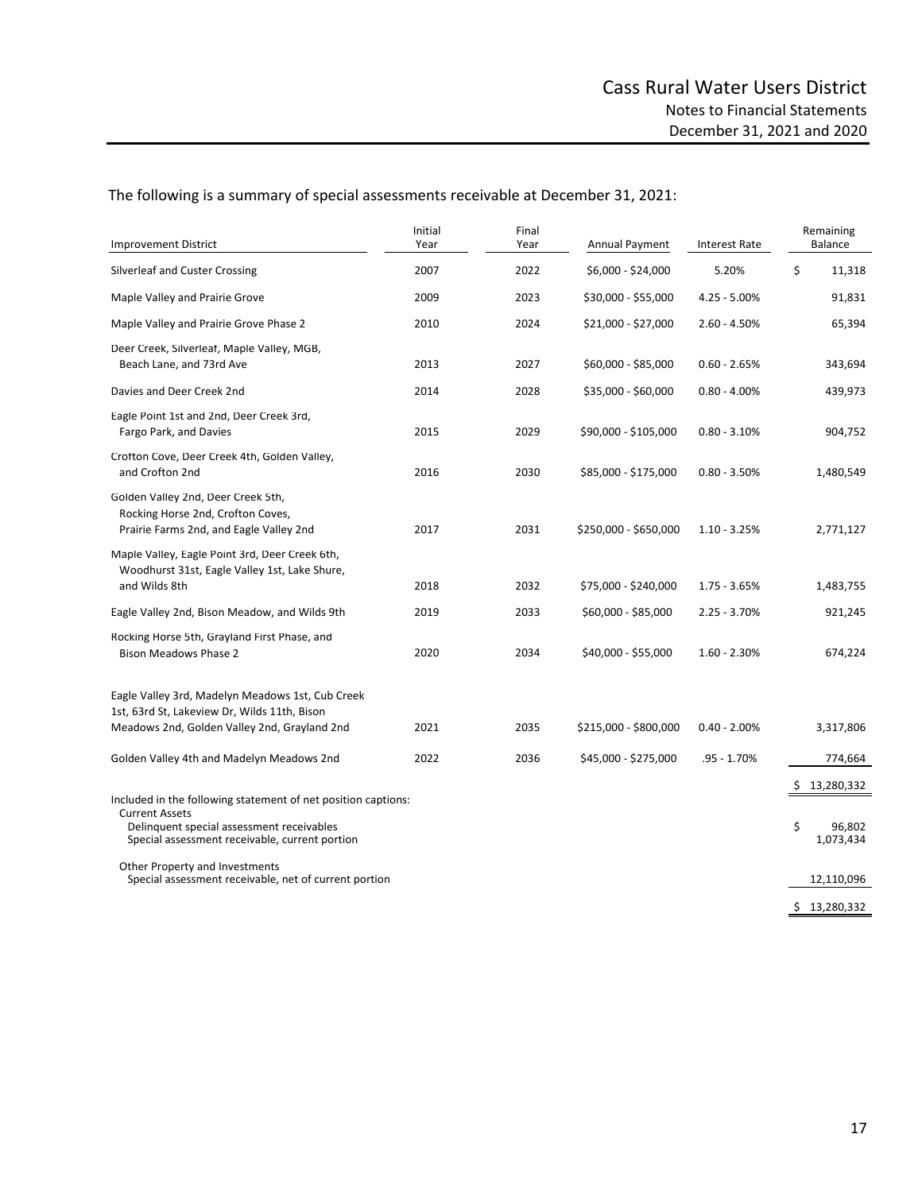The following is a summary of special assessments receivable at December 31, 2021:

| Improvement District | Initial Year | Final Year | Annual Payment | Interest Rate | Remaining Balance |
|---|---|---|---|---|---|
| Silverleaf and Custer Crossing | 2007 | 2022 | \$6,000 - \$24,000 | 5.20% | \$ 11,318 |
| Maple Valley and Prairie Grove | 2009 | 2023 | \$30,000 - \$55,000 | 4.25 - 5.00% | 91,831 |
| Maple Valley and Prairie Grove Phase 2 | 2010 | 2024 | \$21,000 - \$27,000 | 2.60 - 4.50% | 65,394 |
| Deer Creek, Silverleaf, Maple Valley, MGB, Beach Lane, and 73rd Ave | 2013 | 2027 | \$60,000 - \$85,000 | 0.60 - 2.65% | 343,694 |
| Davies and Deer Creek 2nd | 2014 | 2028 | \$35,000 - \$60,000 | 0.80 - 4.00% | 439,973 |
| Eagle Point 1st and 2nd, Deer Creek 3rd, Fargo Park, and Davies | 2015 | 2029 | \$90,000 - \$105,000 | 0.80 - 3.10% | 904,752 |
| Crofton Cove, Deer Creek 4th, Golden Valley, and Crofton 2nd | 2016 | 2030 | \$85,000 - \$175,000 | 0.80 - 3.50% | 1,480,549 |
| Golden Valley 2nd, Deer Creek 5th, Rocking Horse 2nd, Crofton Coves, Prairie Farms 2nd, and Eagle Valley 2nd | 2017 | 2031 | \$250,000 - \$650,000 | 1.10 - 3.25% | 2,771,127 |
| Maple Valley, Eagle Point 3rd, Deer Creek 6th, Woodhurst 31st, Eagle Valley 1st, Lake Shure, and Wilds 8th | 2018 | 2032 | \$75,000 - \$240,000 | 1.75 - 3.65% | 1,483,755 |
| Eagle Valley 2nd, Bison Meadow, and Wilds 9th | 2019 | 2033 | \$60,000 - \$85,000 | 2.25 - 3.70% | 921,245 |
| Rocking Horse 5th, Grayland First Phase, and Bison Meadows Phase 2 | 2020 | 2034 | \$40,000 - \$55,000 | 1.60 - 2.30% | 674,224 |
| Eagle Valley 3rd, Madelyn Meadows 1st, Cub Creek 1st, 63rd St, Lakeview Dr, Wilds 11th, Bison Meadows 2nd, Golden Valley 2nd, Grayland 2nd | 2021 | 2035 | \$215,000 - \$800,000 | 0.40 - 2.00% | 3,317,806 |
| Golden Valley 4th and Madelyn Meadows 2nd | 2022 | 2036 | \$45,000 - \$275,000 | .95 - 1.70% | 774,664 |
| | | | | | \$ 13,280,332 |

| Included in the following statement of net position captions: | |
|---|---|
| Current Assets | |
| Delinquent special assessment receivables | \$ 96,802 |
| Special assessment receivable, current portion | 1,073,434 |
| Other Property and Investments | |
| Special assessment receivable, net of current portion | 12,110,096 |
| | \$ 13,280,332 |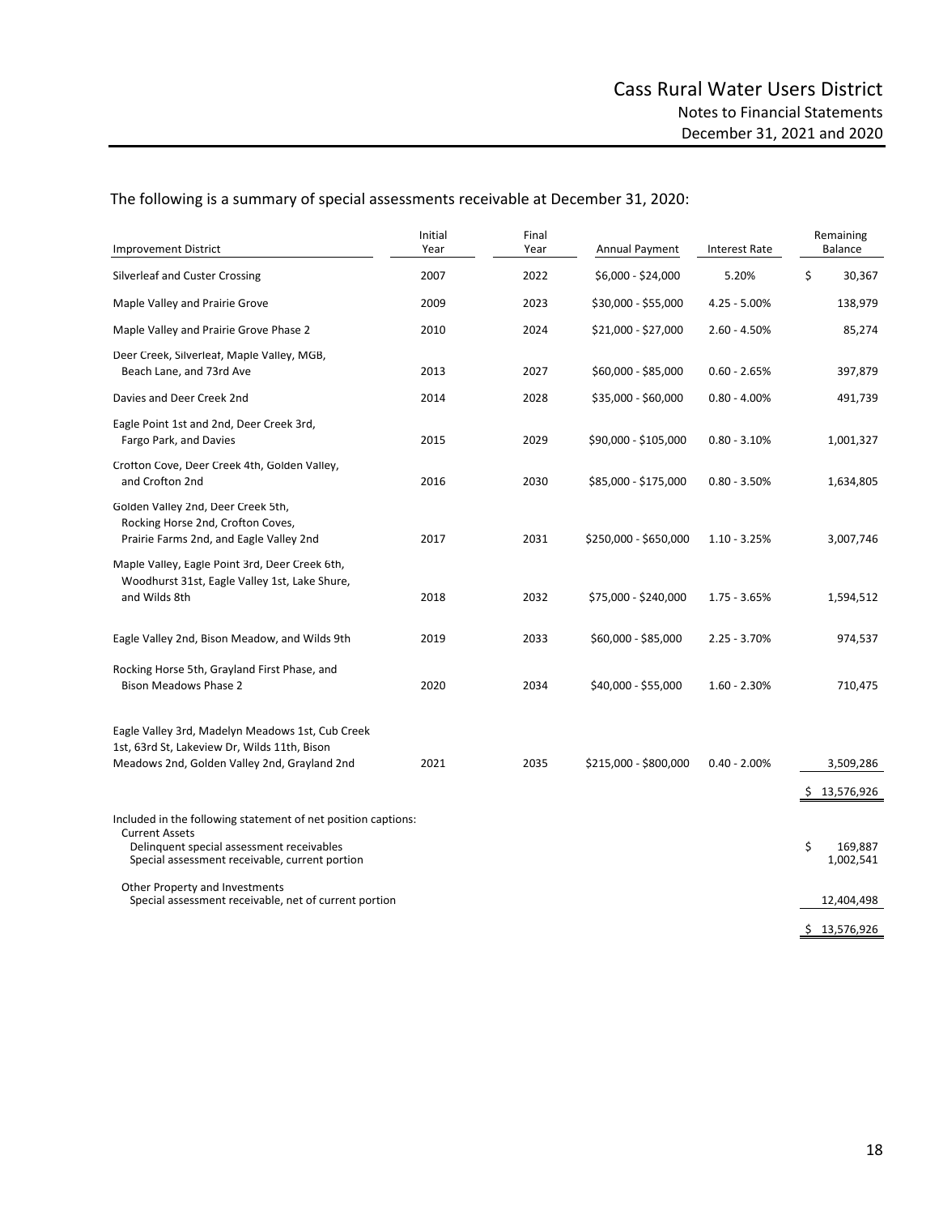The following is a summary of special assessments receivable at December 31, 2020:

| Improvement District | Initial Year | Final Year | Annual Payment | Interest Rate | Remaining Balance |
|---|---|---|---|---|---|
| Silverleaf and Custer Crossing | 2007 | 2022 | \$6,000 - \$24,000 | 5.20% | \$ 30,367 |
| Maple Valley and Prairie Grove | 2009 | 2023 | \$30,000 - \$55,000 | 4.25 - 5.00% | 138,979 |
| Maple Valley and Prairie Grove Phase 2 | 2010 | 2024 | \$21,000 - \$27,000 | 2.60 - 4.50% | 85,274 |
| Deer Creek, Silverleaf, Maple Valley, MGB, Beach Lane, and 73rd Ave | 2013 | 2027 | \$60,000 - \$85,000 | 0.60 - 2.65% | 397,879 |
| Davies and Deer Creek 2nd | 2014 | 2028 | \$35,000 - \$60,000 | 0.80 - 4.00% | 491,739 |
| Eagle Point 1st and 2nd, Deer Creek 3rd, Fargo Park, and Davies | 2015 | 2029 | \$90,000 - \$105,000 | 0.80 - 3.10% | 1,001,327 |
| Crofton Cove, Deer Creek 4th, Golden Valley, and Crofton 2nd | 2016 | 2030 | \$85,000 - \$175,000 | 0.80 - 3.50% | 1,634,805 |
| Golden Valley 2nd, Deer Creek 5th, Rocking Horse 2nd, Crofton Coves, Prairie Farms 2nd, and Eagle Valley 2nd | 2017 | 2031 | \$250,000 - \$650,000 | 1.10 - 3.25% | 3,007,746 |
| Maple Valley, Eagle Point 3rd, Deer Creek 6th, Woodhurst 31st, Eagle Valley 1st, Lake Shure, and Wilds 8th | 2018 | 2032 | \$75,000 - \$240,000 | 1.75 - 3.65% | 1,594,512 |
| Eagle Valley 2nd, Bison Meadow, and Wilds 9th | 2019 | 2033 | \$60,000 - \$85,000 | 2.25 - 3.70% | 974,537 |
| Rocking Horse 5th, Grayland First Phase, and Bison Meadows Phase 2 | 2020 | 2034 | \$40,000 - \$55,000 | 1.60 - 2.30% | 710,475 |
| Eagle Valley 3rd, Madelyn Meadows 1st, Cub Creek 1st, 63rd St, Lakeview Dr, Wilds 11th, Bison Meadows 2nd, Golden Valley 2nd, Grayland 2nd | 2021 | 2035 | \$215,000 - \$800,000 | 0.40 - 2.00% | 3,509,286 |
| | | | | | \$ 13,576,926 |

| Included in the following statement of net position captions: | |
|---|---|
| Current Assets | |
| Delinquent special assessment receivables | \$ 169,887 |
| Special assessment receivable, current portion | 1,002,541 |
| Other Property and Investments | |
| Special assessment receivable, net of current portion | 12,404,498 |
| | \$ 13,576,926 |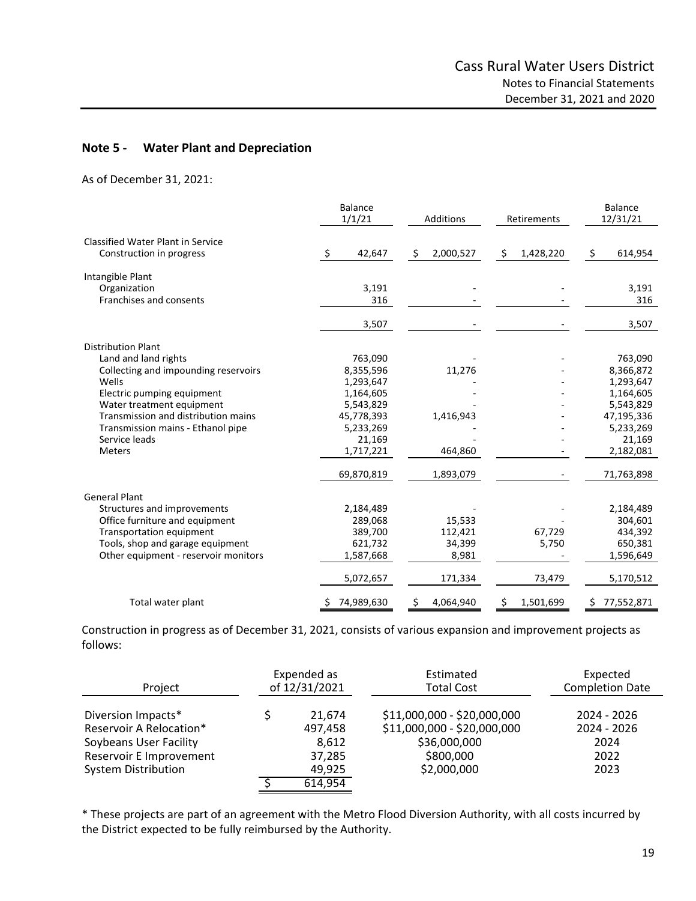## Note 5 - Water Plant and Depreciation

As of December 31, 2021:

| | Balance 1/1/21 | Additions | Retirements | Balance 12/31/21 |
|---|---|---|---|---|
| **Classified Water Plant in Service** | | | | |
| Construction in progress | $ 42,647 | $ 2,000,527 | $ 1,428,220 | $ 614,954 |
| **Intangible Plant** | | | | |
| Organization | 3,191 | - | - | 3,191 |
| Franchises and consents | 316 | - | - | 316 |
| | 3,507 | - | - | 3,507 |
| **Distribution Plant** | | | | |
| Land and land rights | 763,090 | - | - | 763,090 |
| Collecting and impounding reservoirs | 8,355,596 | 11,276 | - | 8,366,872 |
| Wells | 1,293,647 | - | - | 1,293,647 |
| Electric pumping equipment | 1,164,605 | - | - | 1,164,605 |
| Water treatment equipment | 5,543,829 | - | - | 5,543,829 |
| Transmission and distribution mains | 45,778,393 | 1,416,943 | - | 47,195,336 |
| Transmission mains - Ethanol pipe | 5,233,269 | - | - | 5,233,269 |
| Service leads | 21,169 | - | - | 21,169 |
| Meters | 1,717,221 | 464,860 | - | 2,182,081 |
| | 69,870,819 | 1,893,079 | - | 71,763,898 |
| **General Plant** | | | | |
| Structures and improvements | 2,184,489 | - | - | 2,184,489 |
| Office furniture and equipment | 289,068 | 15,533 | - | 304,601 |
| Transportation equipment | 389,700 | 112,421 | 67,729 | 434,392 |
| Tools, shop and garage equipment | 621,732 | 34,399 | 5,750 | 650,381 |
| Other equipment - reservoir monitors | 1,587,668 | 8,981 | - | 1,596,649 |
| | 5,072,657 | 171,334 | 73,479 | 5,170,512 |
| Total water plant | $ 74,989,630 | $ 4,064,940 | $ 1,501,699 | $ 77,552,871 |

Construction in progress as of December 31, 2021, consists of various expansion and improvement projects as follows:

| Project | Expended as of 12/31/2021 | Estimated Total Cost | Expected Completion Date |
|---|---|---|---|
| Diversion Impacts* | $ 21,674 | $11,000,000 - $20,000,000 | 2024 - 2026 |
| Reservoir A Relocation* | 497,458 | $11,000,000 - $20,000,000 | 2024 - 2026 |
| Soybeans User Facility | 8,612 | $36,000,000 | 2024 |
| Reservoir E Improvement | 37,285 | $800,000 | 2022 |
| System Distribution | 49,925 | $2,000,000 | 2023 |
| | $ 614,954 | | |

* These projects are part of an agreement with the Metro Flood Diversion Authority, with all costs incurred by the District expected to be fully reimbursed by the Authority.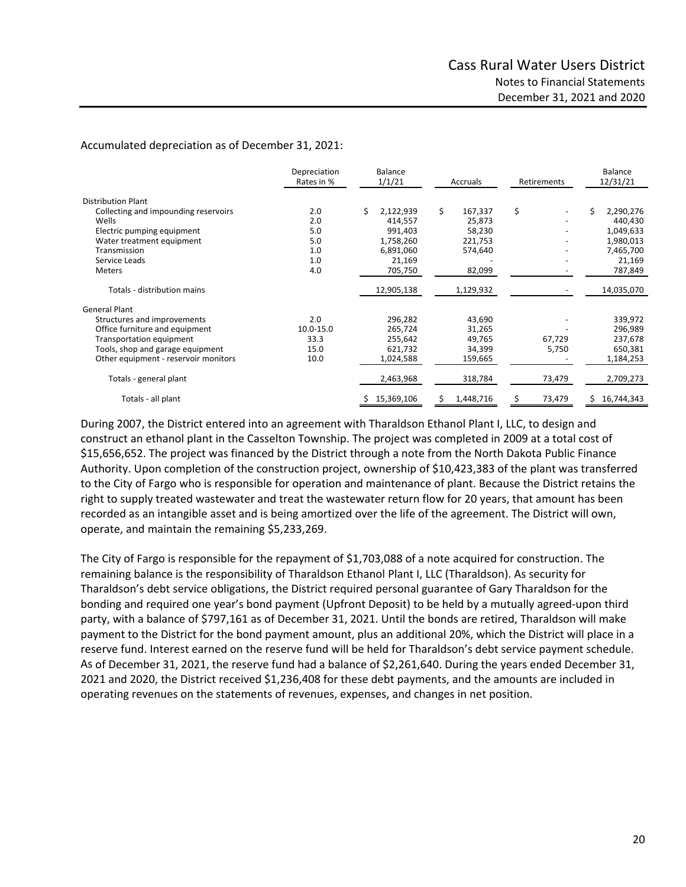Accumulated depreciation as of December 31, 2021:

| | Depreciation Rates in % | Balance 1/1/21 | Accruals | Retirements | Balance 12/31/21 |
|---|---|---|---|---|---|
| **Distribution Plant** | | | | | |
| Collecting and impounding reservoirs | 2.0 | $ 2,122,939 | $ 167,337 | $ - | $ 2,290,276 |
| Wells | 2.0 | 414,557 | 25,873 | - | 440,430 |
| Electric pumping equipment | 5.0 | 991,403 | 58,230 | - | 1,049,633 |
| Water treatment equipment | 5.0 | 1,758,260 | 221,753 | - | 1,980,013 |
| Transmission | 1.0 | 6,891,060 | 574,640 | - | 7,465,700 |
| Service Leads | 1.0 | 21,169 | - | - | 21,169 |
| Meters | 4.0 | 705,750 | 82,099 | - | 787,849 |
| Totals - distribution mains | | 12,905,138 | 1,129,932 | - | 14,035,070 |
| **General Plant** | | | | | |
| Structures and improvements | 2.0 | 296,282 | 43,690 | - | 339,972 |
| Office furniture and equipment | 10.0-15.0 | 265,724 | 31,265 | - | 296,989 |
| Transportation equipment | 33.3 | 255,642 | 49,765 | 67,729 | 237,678 |
| Tools, shop and garage equipment | 15.0 | 621,732 | 34,399 | 5,750 | 650,381 |
| Other equipment - reservoir monitors | 10.0 | 1,024,588 | 159,665 | - | 1,184,253 |
| Totals - general plant | | 2,463,968 | 318,784 | 73,479 | 2,709,273 |
| Totals - all plant | | $ 15,369,106 | $ 1,448,716 | $ 73,479 | $ 16,744,343 |

During 2007, the District entered into an agreement with Tharaldson Ethanol Plant I, LLC, to design and construct an ethanol plant in the Casselton Township. The project was completed in 2009 at a total cost of $15,656,652. The project was financed by the District through a note from the North Dakota Public Finance Authority. Upon completion of the construction project, ownership of $10,423,383 of the plant was transferred to the City of Fargo who is responsible for operation and maintenance of plant. Because the District retains the right to supply treated wastewater and treat the wastewater return flow for 20 years, that amount has been recorded as an intangible asset and is being amortized over the life of the agreement. The District will own, operate, and maintain the remaining $5,233,269.

The City of Fargo is responsible for the repayment of $1,703,088 of a note acquired for construction. The remaining balance is the responsibility of Tharaldson Ethanol Plant I, LLC (Tharaldson). As security for Tharaldson's debt service obligations, the District required personal guarantee of Gary Tharaldson for the bonding and required one year's bond payment (Upfront Deposit) to be held by a mutually agreed-upon third party, with a balance of $797,161 as of December 31, 2021. Until the bonds are retired, Tharaldson will make payment to the District for the bond payment amount, plus an additional 20%, which the District will place in a reserve fund. Interest earned on the reserve fund will be held for Tharaldson's debt service payment schedule. As of December 31, 2021, the reserve fund had a balance of $2,261,640. During the years ended December 31, 2021 and 2020, the District received $1,236,408 for these debt payments, and the amounts are included in operating revenues on the statements of revenues, expenses, and changes in net position.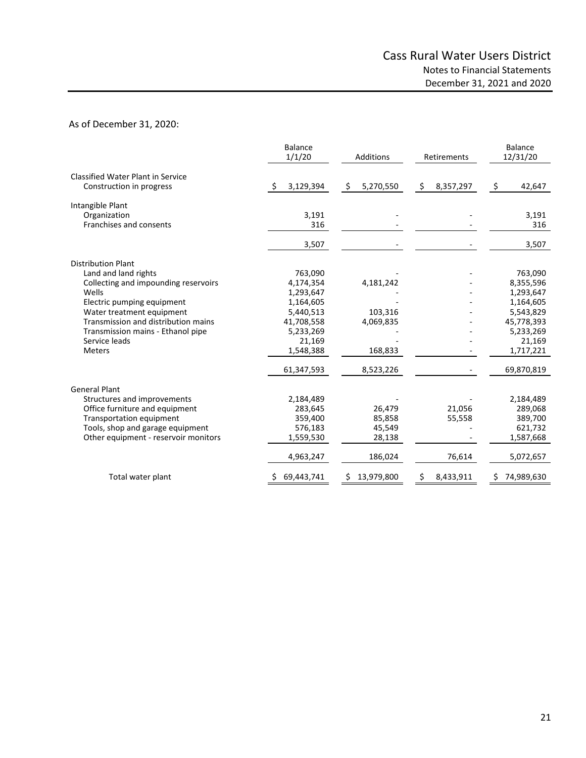As of December 31, 2020:

| | Balance 1/1/20 | Additions | Retirements | Balance 12/31/20 |
|---|---|---|---|---|
| **Classified Water Plant in Service** | | | | |
| Construction in progress | $ 3,129,394 | $ 5,270,550 | $ 8,357,297 | $ 42,647 |
| **Intangible Plant** | | | | |
| Organization | 3,191 | - | - | 3,191 |
| Franchises and consents | 316 | - | - | 316 |
| | 3,507 | - | - | 3,507 |
| **Distribution Plant** | | | | |
| Land and land rights | 763,090 | - | - | 763,090 |
| Collecting and impounding reservoirs | 4,174,354 | 4,181,242 | - | 8,355,596 |
| Wells | 1,293,647 | - | - | 1,293,647 |
| Electric pumping equipment | 1,164,605 | - | - | 1,164,605 |
| Water treatment equipment | 5,440,513 | 103,316 | - | 5,543,829 |
| Transmission and distribution mains | 41,708,558 | 4,069,835 | - | 45,778,393 |
| Transmission mains - Ethanol pipe | 5,233,269 | - | - | 5,233,269 |
| Service leads | 21,169 | - | - | 21,169 |
| Meters | 1,548,388 | 168,833 | - | 1,717,221 |
| | 61,347,593 | 8,523,226 | - | 69,870,819 |
| **General Plant** | | | | |
| Structures and improvements | 2,184,489 | - | - | 2,184,489 |
| Office furniture and equipment | 283,645 | 26,479 | 21,056 | 289,068 |
| Transportation equipment | 359,400 | 85,858 | 55,558 | 389,700 |
| Tools, shop and garage equipment | 576,183 | 45,549 | - | 621,732 |
| Other equipment - reservoir monitors | 1,559,530 | 28,138 | - | 1,587,668 |
| | 4,963,247 | 186,024 | 76,614 | 5,072,657 |
| Total water plant | $ 69,443,741 | $ 13,979,800 | $ 8,433,911 | $ 74,989,630 |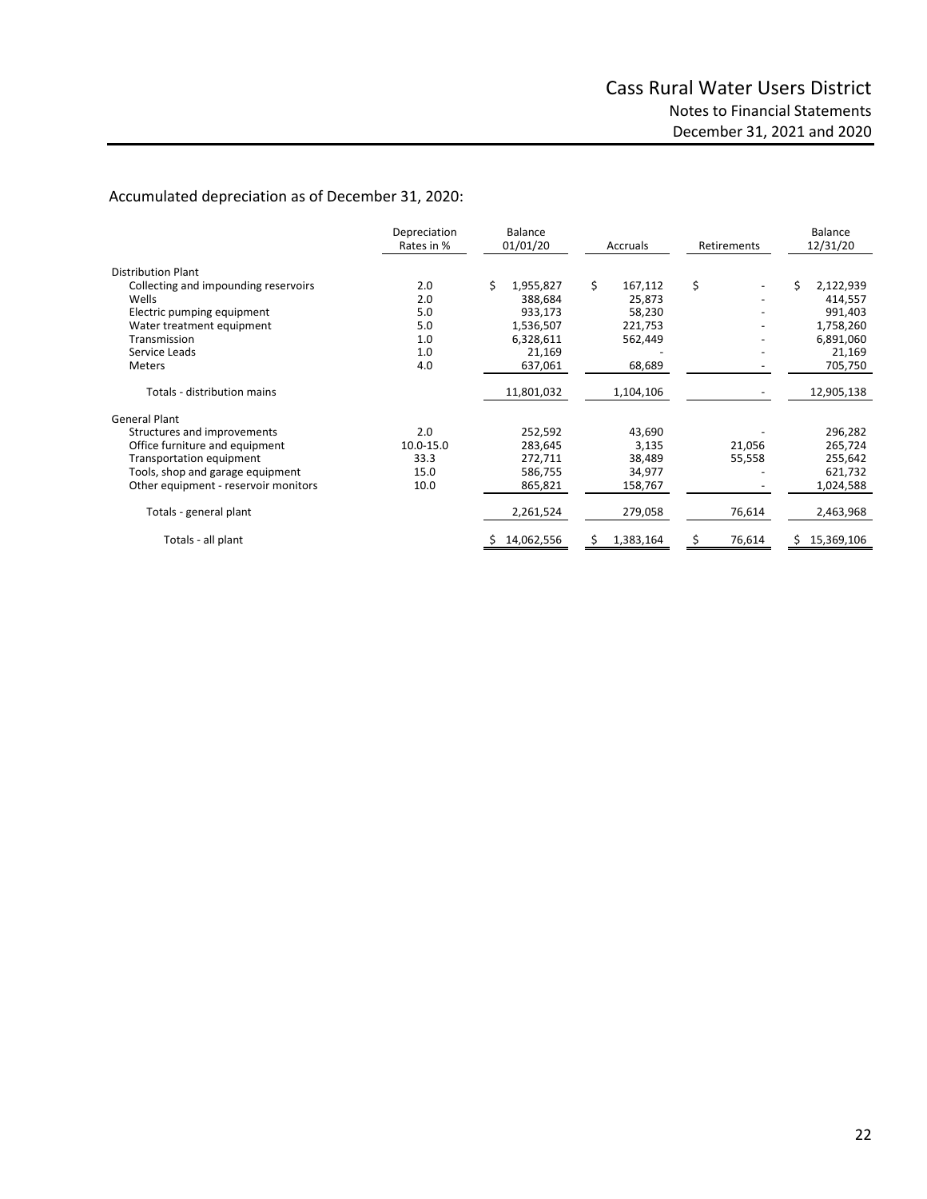Accumulated depreciation as of December 31, 2020:

| | Depreciation Rates in % | Balance 01/01/20 | Accruals | Retirements | Balance 12/31/20 |
|---|---|---|---|---|---|
| Distribution Plant | | | | | |
| Collecting and impounding reservoirs | 2.0 | $ 1,955,827 | $ 167,112 | $ - | $ 2,122,939 |
| Wells | 2.0 | 388,684 | 25,873 | - | 414,557 |
| Electric pumping equipment | 5.0 | 933,173 | 58,230 | - | 991,403 |
| Water treatment equipment | 5.0 | 1,536,507 | 221,753 | - | 1,758,260 |
| Transmission | 1.0 | 6,328,611 | 562,449 | - | 6,891,060 |
| Service Leads | 1.0 | 21,169 | - | - | 21,169 |
| Meters | 4.0 | 637,061 | 68,689 | - | 705,750 |
| Totals - distribution mains | | 11,801,032 | 1,104,106 | - | 12,905,138 |
| General Plant | | | | | |
| Structures and improvements | 2.0 | 252,592 | 43,690 | - | 296,282 |
| Office furniture and equipment | 10.0-15.0 | 283,645 | 3,135 | 21,056 | 265,724 |
| Transportation equipment | 33.3 | 272,711 | 38,489 | 55,558 | 255,642 |
| Tools, shop and garage equipment | 15.0 | 586,755 | 34,977 | - | 621,732 |
| Other equipment - reservoir monitors | 10.0 | 865,821 | 158,767 | - | 1,024,588 |
| Totals - general plant | | 2,261,524 | 279,058 | 76,614 | 2,463,968 |
| Totals - all plant | | $ 14,062,556 | $ 1,383,164 | $ 76,614 | $ 15,369,106 |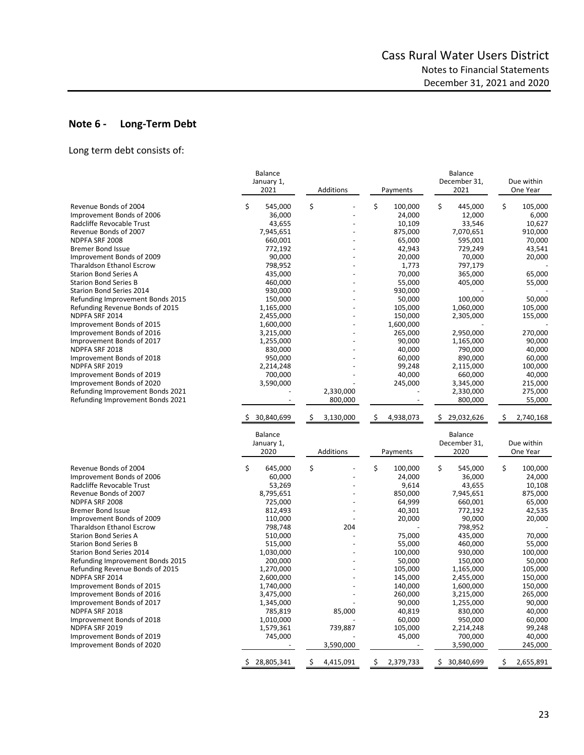## Note 6 - Long-Term Debt

Long term debt consists of:

| | Balance January 1, 2021 | Additions | Payments | Balance December 31, 2021 | Due within One Year |
|---|---|---|---|---|---|
| Revenue Bonds of 2004 | $ 545,000 | $ - | $ 100,000 | $ 445,000 | $ 105,000 |
| Improvement Bonds of 2006 | 36,000 | - | 24,000 | 12,000 | 6,000 |
| Radcliffe Revocable Trust | 43,655 | - | 10,109 | 33,546 | 10,627 |
| Revenue Bonds of 2007 | 7,945,651 | - | 875,000 | 7,070,651 | 910,000 |
| NDPFA SRF 2008 | 660,001 | - | 65,000 | 595,001 | 70,000 |
| Bremer Bond Issue | 772,192 | - | 42,943 | 729,249 | 43,541 |
| Improvement Bonds of 2009 | 90,000 | - | 20,000 | 70,000 | 20,000 |
| Tharaldson Ethanol Escrow | 798,952 | - | 1,773 | 797,179 | - |
| Starion Bond Series A | 435,000 | - | 70,000 | 365,000 | 65,000 |
| Starion Bond Series B | 460,000 | - | 55,000 | 405,000 | 55,000 |
| Starion Bond Series 2014 | 930,000 | - | 930,000 | - | - |
| Refunding Improvement Bonds 2015 | 150,000 | - | 50,000 | 100,000 | 50,000 |
| Refunding Revenue Bonds of 2015 | 1,165,000 | - | 105,000 | 1,060,000 | 105,000 |
| NDPFA SRF 2014 | 2,455,000 | - | 150,000 | 2,305,000 | 155,000 |
| Improvement Bonds of 2015 | 1,600,000 | - | 1,600,000 | - | - |
| Improvement Bonds of 2016 | 3,215,000 | - | 265,000 | 2,950,000 | 270,000 |
| Improvement Bonds of 2017 | 1,255,000 | - | 90,000 | 1,165,000 | 90,000 |
| NDPFA SRF 2018 | 830,000 | - | 40,000 | 790,000 | 40,000 |
| Improvement Bonds of 2018 | 950,000 | - | 60,000 | 890,000 | 60,000 |
| NDPFA SRF 2019 | 2,214,248 | - | 99,248 | 2,115,000 | 100,000 |
| Improvement Bonds of 2019 | 700,000 | - | 40,000 | 660,000 | 40,000 |
| Improvement Bonds of 2020 | 3,590,000 | - | 245,000 | 3,345,000 | 215,000 |
| Refunding Improvement Bonds 2021 | - | 2,330,000 | - | 2,330,000 | 275,000 |
| Refunding Improvement Bonds 2021 | - | 800,000 | - | 800,000 | 55,000 |
| | $ 30,840,699 | $ 3,130,000 | $ 4,938,073 | $ 29,032,626 | $ 2,740,168 |

| | Balance January 1, 2020 | Additions | Payments | Balance December 31, 2020 | Due within One Year |
|---|---|---|---|---|---|
| Revenue Bonds of 2004 | $ 645,000 | $ - | $ 100,000 | $ 545,000 | $ 100,000 |
| Improvement Bonds of 2006 | 60,000 | - | 24,000 | 36,000 | 24,000 |
| Radcliffe Revocable Trust | 53,269 | - | 9,614 | 43,655 | 10,108 |
| Revenue Bonds of 2007 | 8,795,651 | - | 850,000 | 7,945,651 | 875,000 |
| NDPFA SRF 2008 | 725,000 | - | 64,999 | 660,001 | 65,000 |
| Bremer Bond Issue | 812,493 | - | 40,301 | 772,192 | 42,535 |
| Improvement Bonds of 2009 | 110,000 | - | 20,000 | 90,000 | 20,000 |
| Tharaldson Ethanol Escrow | 798,748 | 204 | - | 798,952 | - |
| Starion Bond Series A | 510,000 | - | 75,000 | 435,000 | 70,000 |
| Starion Bond Series B | 515,000 | - | 55,000 | 460,000 | 55,000 |
| Starion Bond Series 2014 | 1,030,000 | - | 100,000 | 930,000 | 100,000 |
| Refunding Improvement Bonds 2015 | 200,000 | - | 50,000 | 150,000 | 50,000 |
| Refunding Revenue Bonds of 2015 | 1,270,000 | - | 105,000 | 1,165,000 | 105,000 |
| NDPFA SRF 2014 | 2,600,000 | - | 145,000 | 2,455,000 | 150,000 |
| Improvement Bonds of 2015 | 1,740,000 | - | 140,000 | 1,600,000 | 150,000 |
| Improvement Bonds of 2016 | 3,475,000 | - | 260,000 | 3,215,000 | 265,000 |
| Improvement Bonds of 2017 | 1,345,000 | - | 90,000 | 1,255,000 | 90,000 |
| NDPFA SRF 2018 | 785,819 | 85,000 | 40,819 | 830,000 | 40,000 |
| Improvement Bonds of 2018 | 1,010,000 | - | 60,000 | 950,000 | 60,000 |
| NDPFA SRF 2019 | 1,579,361 | 739,887 | 105,000 | 2,214,248 | 99,248 |
| Improvement Bonds of 2019 | 745,000 | - | 45,000 | 700,000 | 40,000 |
| Improvement Bonds of 2020 | - | 3,590,000 | - | 3,590,000 | 245,000 |
| | $ 28,805,341 | $ 4,415,091 | $ 2,379,733 | $ 30,840,699 | $ 2,655,891 |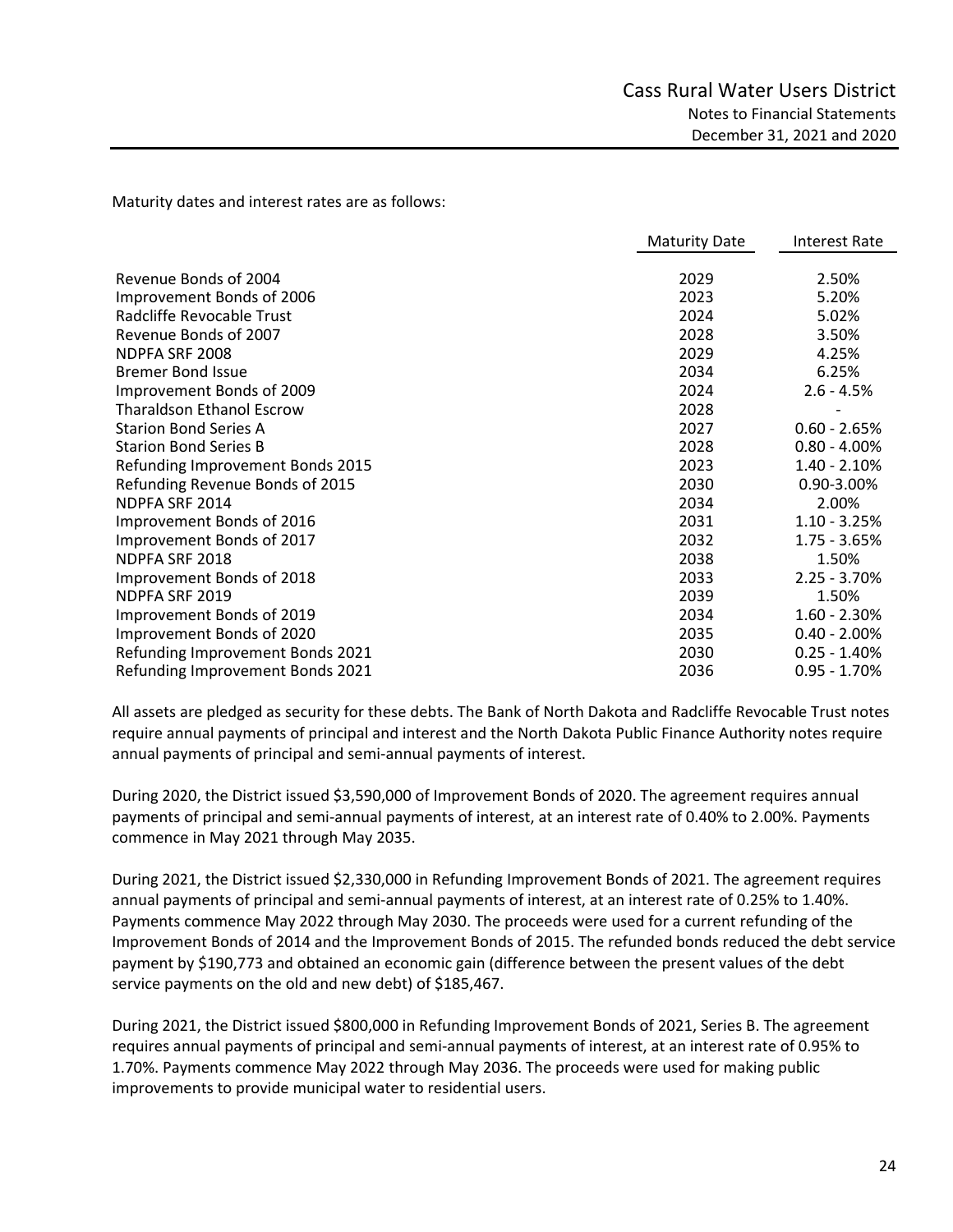Maturity dates and interest rates are as follows:

| | Maturity Date | Interest Rate |
|---|---|---|
| Revenue Bonds of 2004 | 2029 | 2.50% |
| Improvement Bonds of 2006 | 2023 | 5.20% |
| Radcliffe Revocable Trust | 2024 | 5.02% |
| Revenue Bonds of 2007 | 2028 | 3.50% |
| NDPFA SRF 2008 | 2029 | 4.25% |
| Bremer Bond Issue | 2034 | 6.25% |
| Improvement Bonds of 2009 | 2024 | 2.6 - 4.5% |
| Tharaldson Ethanol Escrow | 2028 | - |
| Starion Bond Series A | 2027 | 0.60 - 2.65% |
| Starion Bond Series B | 2028 | 0.80 - 4.00% |
| Refunding Improvement Bonds 2015 | 2023 | 1.40 - 2.10% |
| Refunding Revenue Bonds of 2015 | 2030 | 0.90-3.00% |
| NDPFA SRF 2014 | 2034 | 2.00% |
| Improvement Bonds of 2016 | 2031 | 1.10 - 3.25% |
| Improvement Bonds of 2017 | 2032 | 1.75 - 3.65% |
| NDPFA SRF 2018 | 2038 | 1.50% |
| Improvement Bonds of 2018 | 2033 | 2.25 - 3.70% |
| NDPFA SRF 2019 | 2039 | 1.50% |
| Improvement Bonds of 2019 | 2034 | 1.60 - 2.30% |
| Improvement Bonds of 2020 | 2035 | 0.40 - 2.00% |
| Refunding Improvement Bonds 2021 | 2030 | 0.25 - 1.40% |
| Refunding Improvement Bonds 2021 | 2036 | 0.95 - 1.70% |

All assets are pledged as security for these debts. The Bank of North Dakota and Radcliffe Revocable Trust notes require annual payments of principal and interest and the North Dakota Public Finance Authority notes require annual payments of principal and semi-annual payments of interest.

During 2020, the District issued $3,590,000 of Improvement Bonds of 2020. The agreement requires annual payments of principal and semi-annual payments of interest, at an interest rate of 0.40% to 2.00%. Payments commence in May 2021 through May 2035.

During 2021, the District issued $2,330,000 in Refunding Improvement Bonds of 2021. The agreement requires annual payments of principal and semi-annual payments of interest, at an interest rate of 0.25% to 1.40%. Payments commence May 2022 through May 2030. The proceeds were used for a current refunding of the Improvement Bonds of 2014 and the Improvement Bonds of 2015. The refunded bonds reduced the debt service payment by $190,773 and obtained an economic gain (difference between the present values of the debt service payments on the old and new debt) of $185,467.

During 2021, the District issued $800,000 in Refunding Improvement Bonds of 2021, Series B. The agreement requires annual payments of principal and semi-annual payments of interest, at an interest rate of 0.95% to 1.70%. Payments commence May 2022 through May 2036. The proceeds were used for making public improvements to provide municipal water to residential users.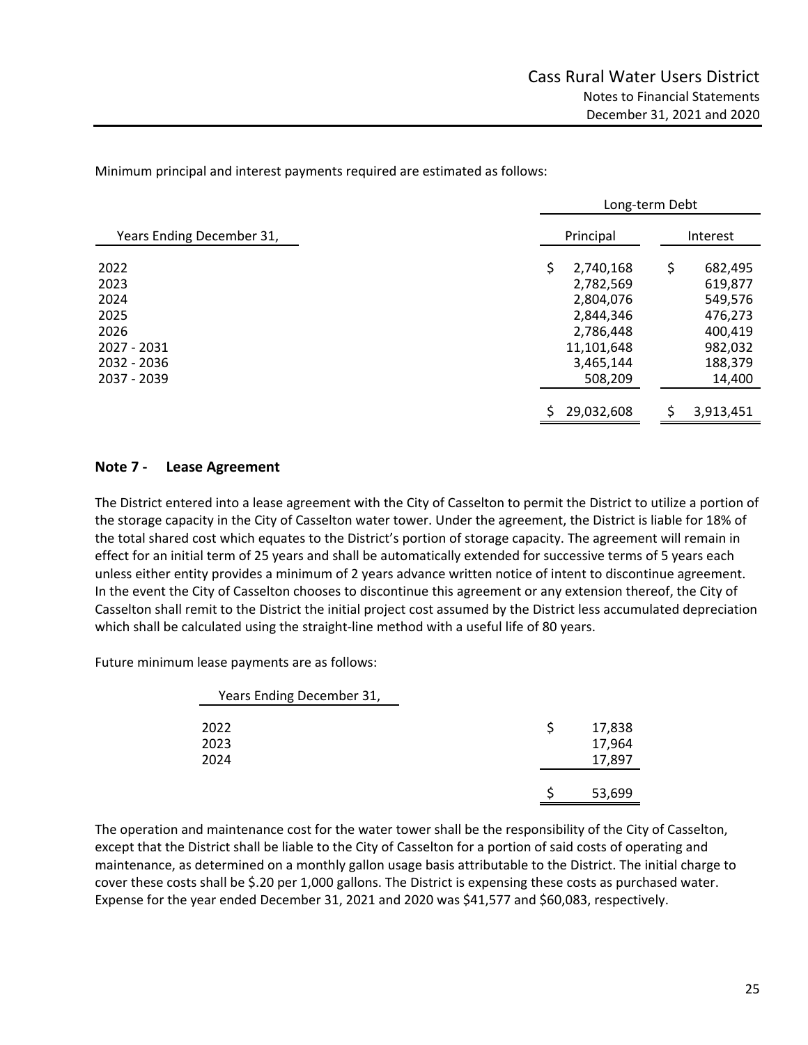Minimum principal and interest payments required are estimated as follows:

| Years Ending December 31, | Long-term Debt | |
|---|---|---|
| | Principal | Interest |
| 2022 | $ 2,740,168 | $ 682,495 |
| 2023 | 2,782,569 | 619,877 |
| 2024 | 2,804,076 | 549,576 |
| 2025 | 2,844,346 | 476,273 |
| 2026 | 2,786,448 | 400,419 |
| 2027 - 2031 | 11,101,648 | 982,032 |
| 2032 - 2036 | 3,465,144 | 188,379 |
| 2037 - 2039 | 508,209 | 14,400 |
| | $ 29,032,608 | $ 3,913,451 |

## Note 7 - Lease Agreement

The District entered into a lease agreement with the City of Casselton to permit the District to utilize a portion of the storage capacity in the City of Casselton water tower. Under the agreement, the District is liable for 18% of the total shared cost which equates to the District's portion of storage capacity. The agreement will remain in effect for an initial term of 25 years and shall be automatically extended for successive terms of 5 years each unless either entity provides a minimum of 2 years advance written notice of intent to discontinue agreement. In the event the City of Casselton chooses to discontinue this agreement or any extension thereof, the City of Casselton shall remit to the District the initial project cost assumed by the District less accumulated depreciation which shall be calculated using the straight-line method with a useful life of 80 years.

Future minimum lease payments are as follows:

| Years Ending December 31, | |
|---|---|
| 2022 | $ 17,838 |
| 2023 | 17,964 |
| 2024 | 17,897 |
| | $ 53,699 |

The operation and maintenance cost for the water tower shall be the responsibility of the City of Casselton, except that the District shall be liable to the City of Casselton for a portion of said costs of operating and maintenance, as determined on a monthly gallon usage basis attributable to the District. The initial charge to cover these costs shall be $.20 per 1,000 gallons. The District is expensing these costs as purchased water. Expense for the year ended December 31, 2021 and 2020 was $41,577 and $60,083, respectively.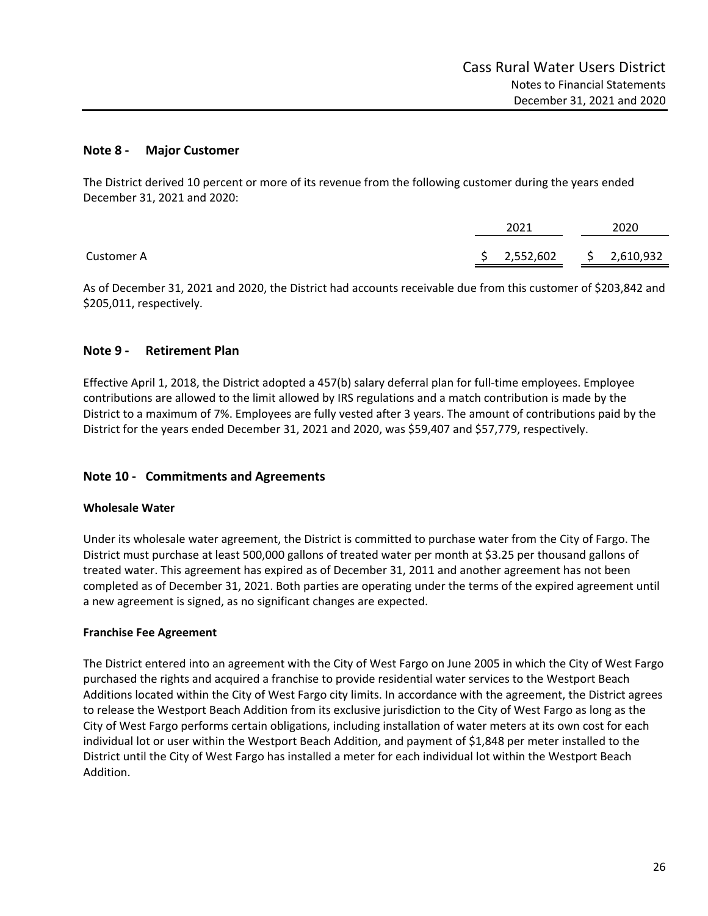## Note 8 - Major Customer

The District derived 10 percent or more of its revenue from the following customer during the years ended December 31, 2021 and 2020:

| | 2021 | 2020 |
|---|---|---|
| Customer A | $ 2,552,602 | $ 2,610,932 |

As of December 31, 2021 and 2020, the District had accounts receivable due from this customer of $203,842 and $205,011, respectively.

## Note 9 - Retirement Plan

Effective April 1, 2018, the District adopted a 457(b) salary deferral plan for full-time employees. Employee contributions are allowed to the limit allowed by IRS regulations and a match contribution is made by the District to a maximum of 7%. Employees are fully vested after 3 years. The amount of contributions paid by the District for the years ended December 31, 2021 and 2020, was $59,407 and $57,779, respectively.

## Note 10 - Commitments and Agreements

**Wholesale Water**

Under its wholesale water agreement, the District is committed to purchase water from the City of Fargo. The District must purchase at least 500,000 gallons of treated water per month at $3.25 per thousand gallons of treated water. This agreement has expired as of December 31, 2011 and another agreement has not been completed as of December 31, 2021. Both parties are operating under the terms of the expired agreement until a new agreement is signed, as no significant changes are expected.

**Franchise Fee Agreement**

The District entered into an agreement with the City of West Fargo on June 2005 in which the City of West Fargo purchased the rights and acquired a franchise to provide residential water services to the Westport Beach Additions located within the City of West Fargo city limits. In accordance with the agreement, the District agrees to release the Westport Beach Addition from its exclusive jurisdiction to the City of West Fargo as long as the City of West Fargo performs certain obligations, including installation of water meters at its own cost for each individual lot or user within the Westport Beach Addition, and payment of $1,848 per meter installed to the District until the City of West Fargo has installed a meter for each individual lot within the Westport Beach Addition.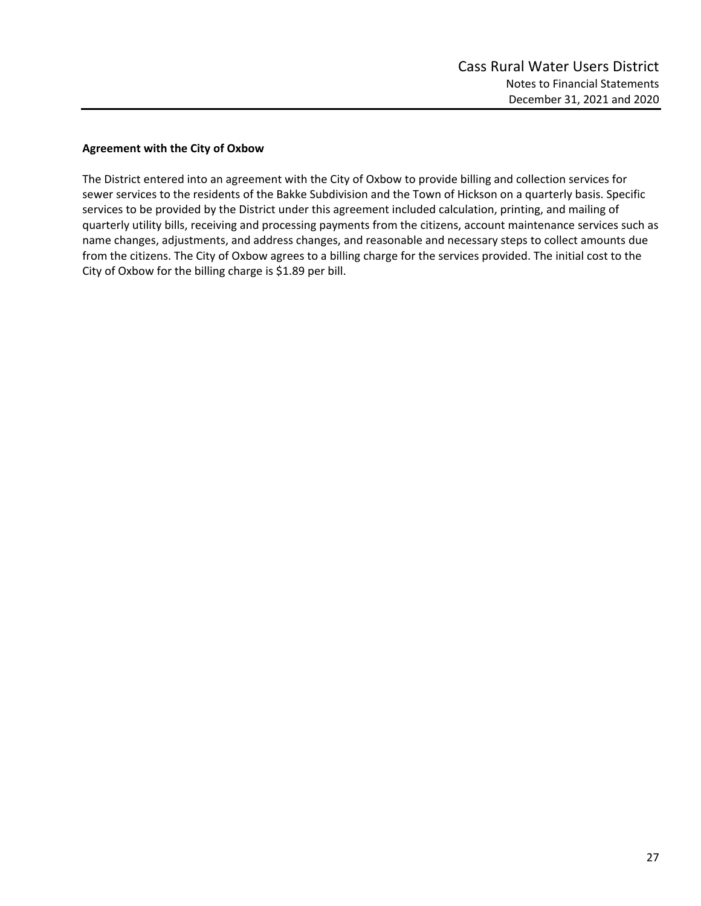**Agreement with the City of Oxbow**

The District entered into an agreement with the City of Oxbow to provide billing and collection services for sewer services to the residents of the Bakke Subdivision and the Town of Hickson on a quarterly basis. Specific services to be provided by the District under this agreement included calculation, printing, and mailing of quarterly utility bills, receiving and processing payments from the citizens, account maintenance services such as name changes, adjustments, and address changes, and reasonable and necessary steps to collect amounts due from the citizens. The City of Oxbow agrees to a billing charge for the services provided. The initial cost to the City of Oxbow for the billing charge is $1.89 per bill.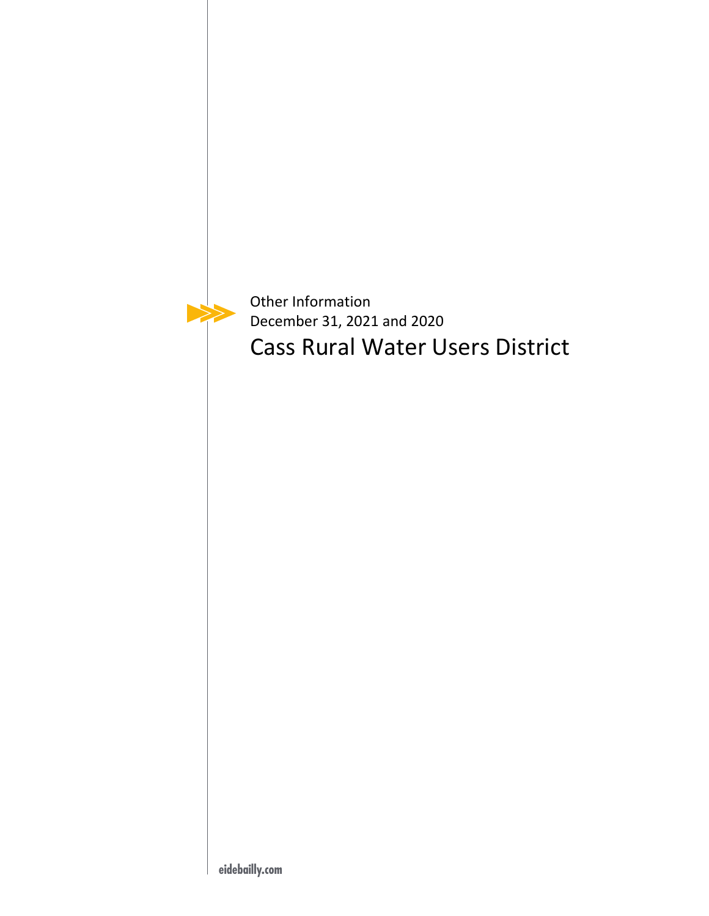Other Information

December 31, 2021 and 2020

# Cass Rural Water Users District

eidebailly.com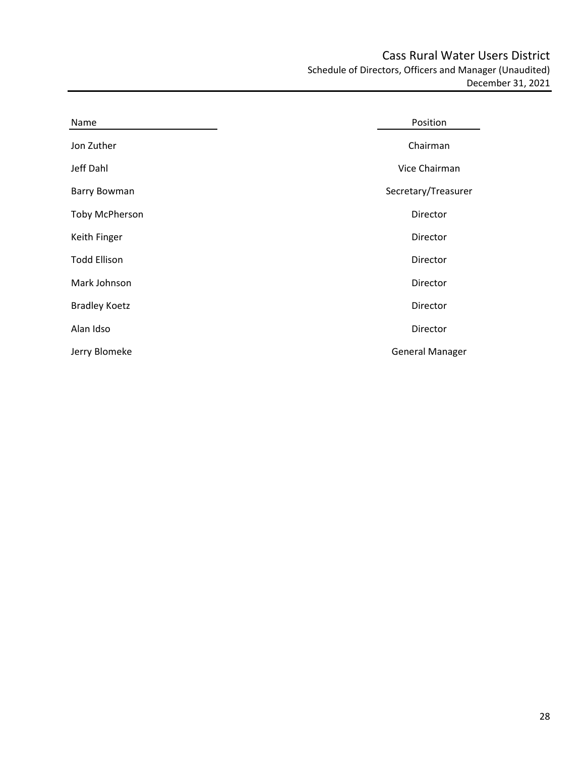# Cass Rural Water Users District

## Schedule of Directors, Officers and Manager (Unaudited)

### December 31, 2021

| Name | Position |
| --- | --- |
| Jon Zuther | Chairman |
| Jeff Dahl | Vice Chairman |
| Barry Bowman | Secretary/Treasurer |
| Toby McPherson | Director |
| Keith Finger | Director |
| Todd Ellison | Director |
| Mark Johnson | Director |
| Bradley Koetz | Director |
| Alan Idso | Director |
| Jerry Blomeke | General Manager |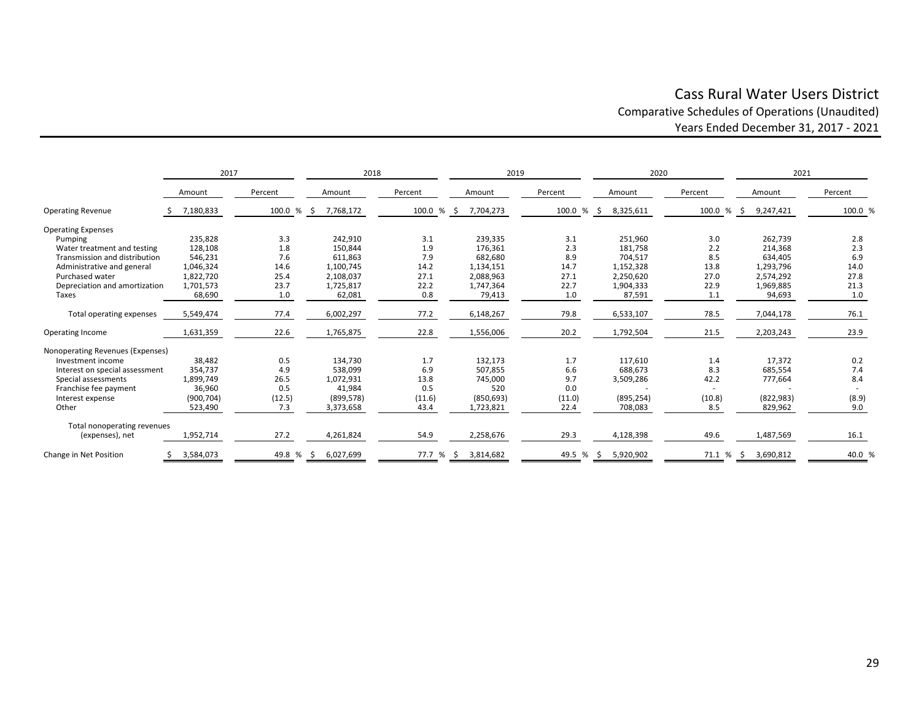# Cass Rural Water Users District

## Comparative Schedules of Operations (Unaudited)

### Years Ended December 31, 2017 - 2021

| | 2017 | | 2018 | | 2019 | | 2020 | | 2021 | |
|---|---|---|---|---|---|---|---|---|---|---|
| | Amount | Percent | Amount | Percent | Amount | Percent | Amount | Percent | Amount | Percent |
| Operating Revenue | $ 7,180,833 | 100.0 % | $ 7,768,172 | 100.0 % | $ 7,704,273 | 100.0 % | $ 8,325,611 | 100.0 % | $ 9,247,421 | 100.0 % |
| Operating Expenses | | | | | | | | | | |
| Pumping | 235,828 | 3.3 | 242,910 | 3.1 | 239,335 | 3.1 | 251,960 | 3.0 | 262,739 | 2.8 |
| Water treatment and testing | 128,108 | 1.8 | 150,844 | 1.9 | 176,361 | 2.3 | 181,758 | 2.2 | 214,368 | 2.3 |
| Transmission and distribution | 546,231 | 7.6 | 611,863 | 7.9 | 682,680 | 8.9 | 704,517 | 8.5 | 634,405 | 6.9 |
| Administrative and general | 1,046,324 | 14.6 | 1,100,745 | 14.2 | 1,134,151 | 14.7 | 1,152,328 | 13.8 | 1,293,796 | 14.0 |
| Purchased water | 1,822,720 | 25.4 | 2,108,037 | 27.1 | 2,088,963 | 27.1 | 2,250,620 | 27.0 | 2,574,292 | 27.8 |
| Depreciation and amortization | 1,701,573 | 23.7 | 1,725,817 | 22.2 | 1,747,364 | 22.7 | 1,904,333 | 22.9 | 1,969,885 | 21.3 |
| Taxes | 68,690 | 1.0 | 62,081 | 0.8 | 79,413 | 1.0 | 87,591 | 1.1 | 94,693 | 1.0 |
| Total operating expenses | 5,549,474 | 77.4 | 6,002,297 | 77.2 | 6,148,267 | 79.8 | 6,533,107 | 78.5 | 7,044,178 | 76.1 |
| Operating Income | 1,631,359 | 22.6 | 1,765,875 | 22.8 | 1,556,006 | 20.2 | 1,792,504 | 21.5 | 2,203,243 | 23.9 |
| Nonoperating Revenues (Expenses) | | | | | | | | | | |
| Investment income | 38,482 | 0.5 | 134,730 | 1.7 | 132,173 | 1.7 | 117,610 | 1.4 | 17,372 | 0.2 |
| Interest on special assessment | 354,737 | 4.9 | 538,099 | 6.9 | 507,855 | 6.6 | 688,673 | 8.3 | 685,554 | 7.4 |
| Special assessments | 1,899,749 | 26.5 | 1,072,931 | 13.8 | 745,000 | 9.7 | 3,509,286 | 42.2 | 777,664 | 8.4 |
| Franchise fee payment | 36,960 | 0.5 | 41,984 | 0.5 | 520 | 0.0 | - | - | - | - |
| Interest expense | (900,704) | (12.5) | (899,578) | (11.6) | (850,693) | (11.0) | (895,254) | (10.8) | (822,983) | (8.9) |
| Other | 523,490 | 7.3 | 3,373,658 | 43.4 | 1,723,821 | 22.4 | 708,083 | 8.5 | 829,962 | 9.0 |
| Total nonoperating revenues (expenses), net | 1,952,714 | 27.2 | 4,261,824 | 54.9 | 2,258,676 | 29.3 | 4,128,398 | 49.6 | 1,487,569 | 16.1 |
| Change in Net Position | $ 3,584,073 | 49.8 % | $ 6,027,699 | 77.7 % | $ 3,814,682 | 49.5 % | $ 5,920,902 | 71.1 % | $ 3,690,812 | 40.0 % |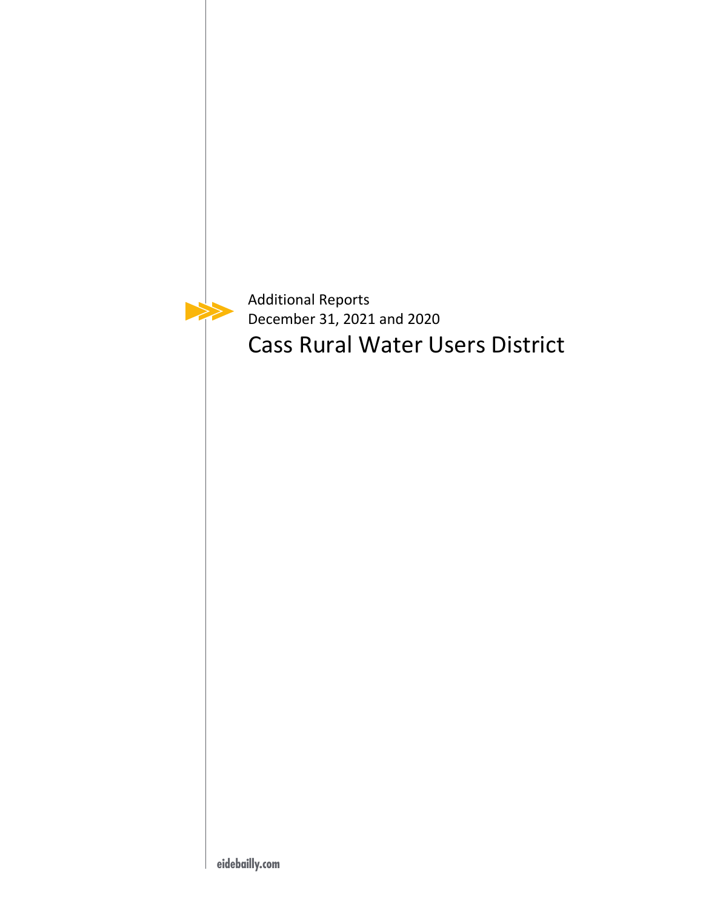Additional Reports

December 31, 2021 and 2020

# Cass Rural Water Users District

eidebailly.com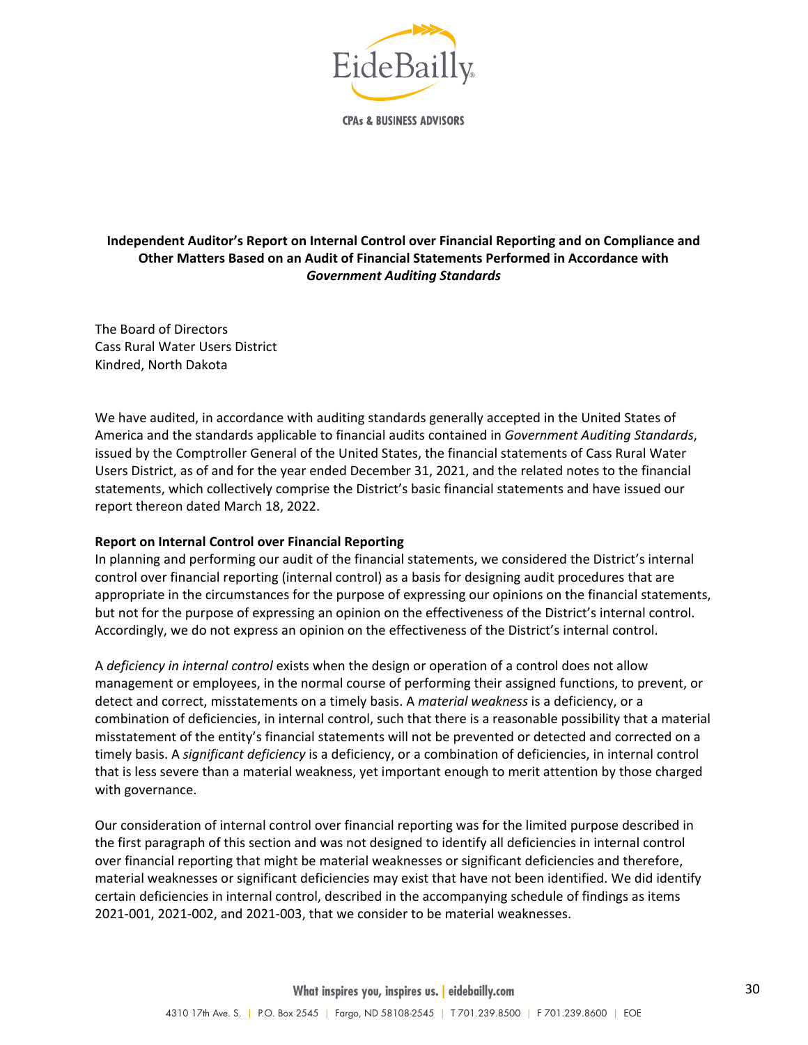EideBailly

CPAs & BUSINESS ADVISORS

## Independent Auditor's Report on Internal Control over Financial Reporting and on Compliance and Other Matters Based on an Audit of Financial Statements Performed in Accordance with *Government Auditing Standards*

The Board of Directors
Cass Rural Water Users District
Kindred, North Dakota

We have audited, in accordance with auditing standards generally accepted in the United States of America and the standards applicable to financial audits contained in *Government Auditing Standards*, issued by the Comptroller General of the United States, the financial statements of Cass Rural Water Users District, as of and for the year ended December 31, 2021, and the related notes to the financial statements, which collectively comprise the District's basic financial statements and have issued our report thereon dated March 18, 2022.

**Report on Internal Control over Financial Reporting**

In planning and performing our audit of the financial statements, we considered the District's internal control over financial reporting (internal control) as a basis for designing audit procedures that are appropriate in the circumstances for the purpose of expressing our opinions on the financial statements, but not for the purpose of expressing an opinion on the effectiveness of the District's internal control. Accordingly, we do not express an opinion on the effectiveness of the District's internal control.

A *deficiency in internal control* exists when the design or operation of a control does not allow management or employees, in the normal course of performing their assigned functions, to prevent, or detect and correct, misstatements on a timely basis. A *material weakness* is a deficiency, or a combination of deficiencies, in internal control, such that there is a reasonable possibility that a material misstatement of the entity's financial statements will not be prevented or detected and corrected on a timely basis. A *significant deficiency* is a deficiency, or a combination of deficiencies, in internal control that is less severe than a material weakness, yet important enough to merit attention by those charged with governance.

Our consideration of internal control over financial reporting was for the limited purpose described in the first paragraph of this section and was not designed to identify all deficiencies in internal control over financial reporting that might be material weaknesses or significant deficiencies and therefore, material weaknesses or significant deficiencies may exist that have not been identified. We did identify certain deficiencies in internal control, described in the accompanying schedule of findings as items 2021-001, 2021-002, and 2021-003, that we consider to be material weaknesses.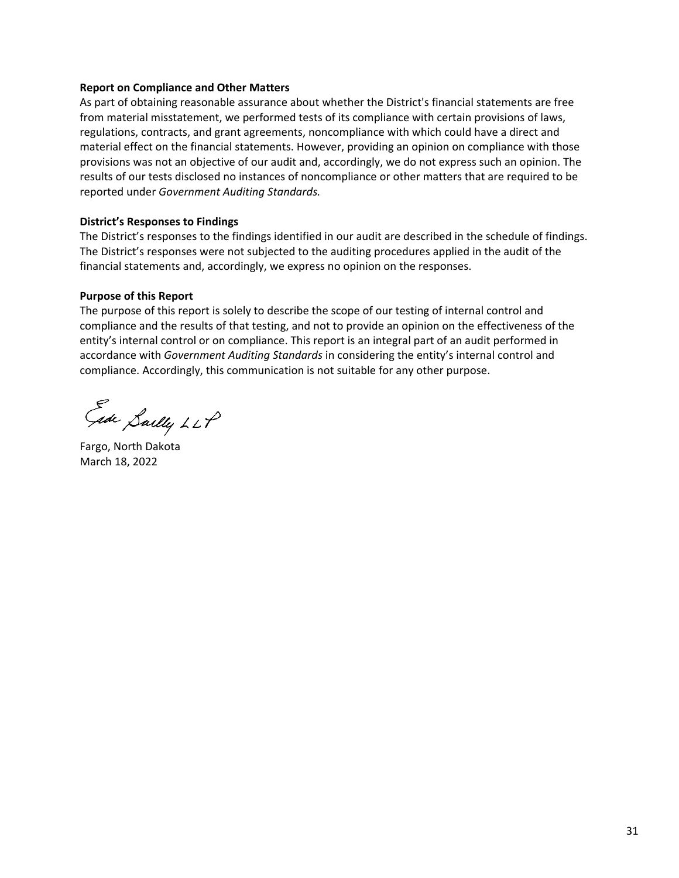**Report on Compliance and Other Matters**

As part of obtaining reasonable assurance about whether the District's financial statements are free from material misstatement, we performed tests of its compliance with certain provisions of laws, regulations, contracts, and grant agreements, noncompliance with which could have a direct and material effect on the financial statements. However, providing an opinion on compliance with those provisions was not an objective of our audit and, accordingly, we do not express such an opinion. The results of our tests disclosed no instances of noncompliance or other matters that are required to be reported under *Government Auditing Standards.*

**District's Responses to Findings**

The District's responses to the findings identified in our audit are described in the schedule of findings. The District's responses were not subjected to the auditing procedures applied in the audit of the financial statements and, accordingly, we express no opinion on the responses.

**Purpose of this Report**

The purpose of this report is solely to describe the scope of our testing of internal control and compliance and the results of that testing, and not to provide an opinion on the effectiveness of the entity's internal control or on compliance. This report is an integral part of an audit performed in accordance with *Government Auditing Standards* in considering the entity's internal control and compliance. Accordingly, this communication is not suitable for any other purpose.

Eide Bailly LLP

Fargo, North Dakota
March 18, 2022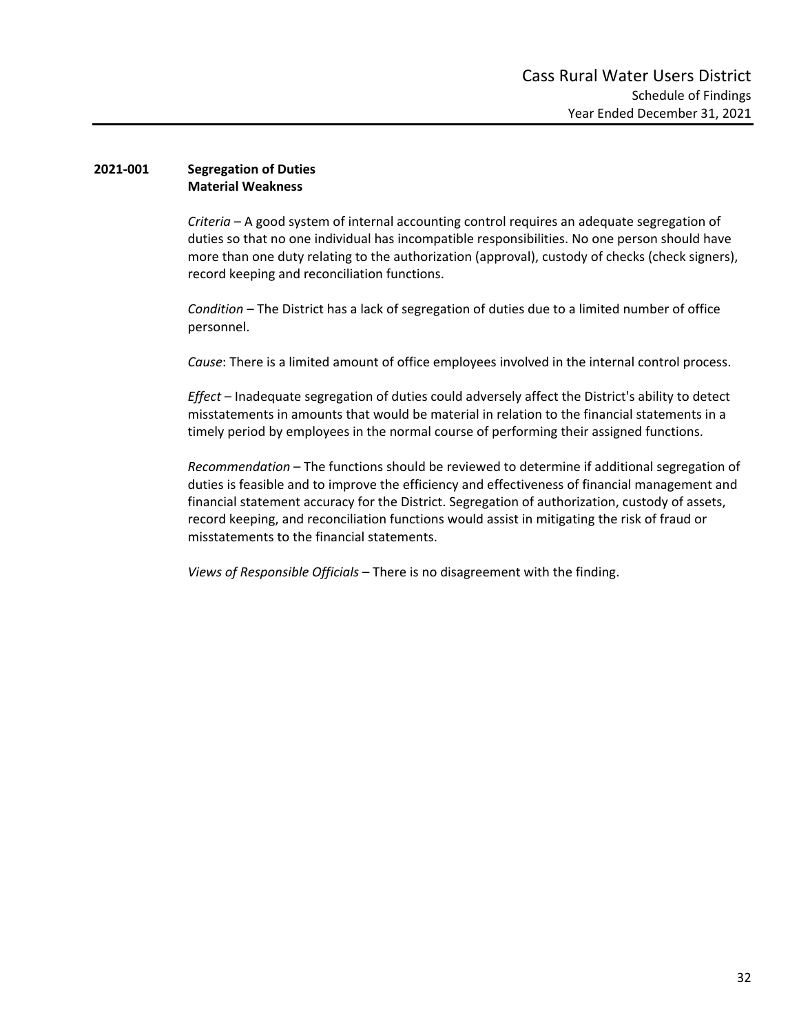## 2021-001 Segregation of Duties
**Material Weakness**

*Criteria* – A good system of internal accounting control requires an adequate segregation of duties so that no one individual has incompatible responsibilities. No one person should have more than one duty relating to the authorization (approval), custody of checks (check signers), record keeping and reconciliation functions.

*Condition* – The District has a lack of segregation of duties due to a limited number of office personnel.

*Cause*: There is a limited amount of office employees involved in the internal control process.

*Effect* – Inadequate segregation of duties could adversely affect the District's ability to detect misstatements in amounts that would be material in relation to the financial statements in a timely period by employees in the normal course of performing their assigned functions.

*Recommendation* – The functions should be reviewed to determine if additional segregation of duties is feasible and to improve the efficiency and effectiveness of financial management and financial statement accuracy for the District. Segregation of authorization, custody of assets, record keeping, and reconciliation functions would assist in mitigating the risk of fraud or misstatements to the financial statements.

*Views of Responsible Officials* – There is no disagreement with the finding.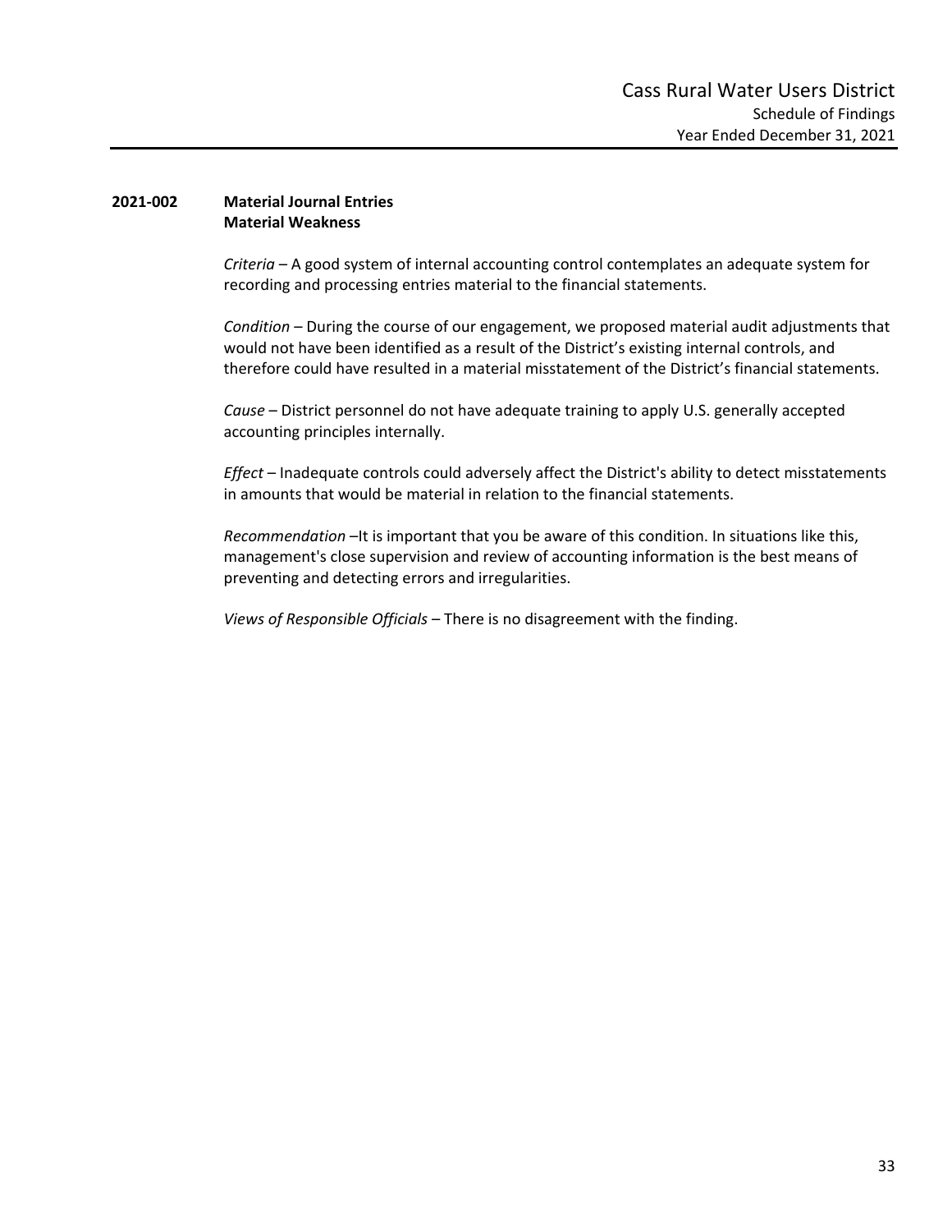**2021-002 Material Journal Entries**
**Material Weakness**

*Criteria* – A good system of internal accounting control contemplates an adequate system for recording and processing entries material to the financial statements.

*Condition* – During the course of our engagement, we proposed material audit adjustments that would not have been identified as a result of the District's existing internal controls, and therefore could have resulted in a material misstatement of the District's financial statements.

*Cause* – District personnel do not have adequate training to apply U.S. generally accepted accounting principles internally.

*Effect* – Inadequate controls could adversely affect the District's ability to detect misstatements in amounts that would be material in relation to the financial statements.

*Recommendation* –It is important that you be aware of this condition. In situations like this, management's close supervision and review of accounting information is the best means of preventing and detecting errors and irregularities.

*Views of Responsible Officials* – There is no disagreement with the finding.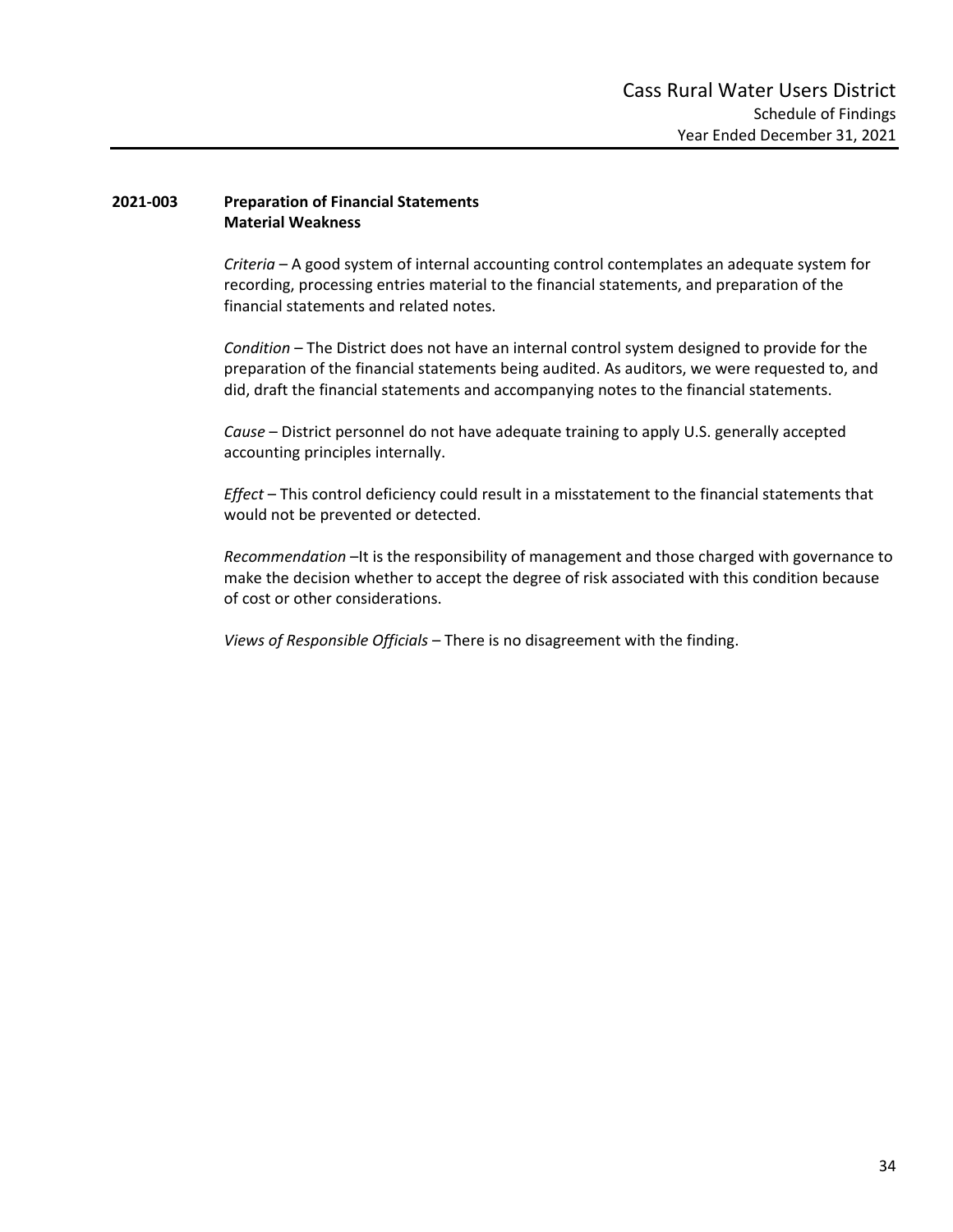**2021-003 Preparation of Financial Statements**
**Material Weakness**

*Criteria* – A good system of internal accounting control contemplates an adequate system for recording, processing entries material to the financial statements, and preparation of the financial statements and related notes.

*Condition* – The District does not have an internal control system designed to provide for the preparation of the financial statements being audited. As auditors, we were requested to, and did, draft the financial statements and accompanying notes to the financial statements.

*Cause* – District personnel do not have adequate training to apply U.S. generally accepted accounting principles internally.

*Effect* – This control deficiency could result in a misstatement to the financial statements that would not be prevented or detected.

*Recommendation* –It is the responsibility of management and those charged with governance to make the decision whether to accept the degree of risk associated with this condition because of cost or other considerations.

*Views of Responsible Officials* – There is no disagreement with the finding.